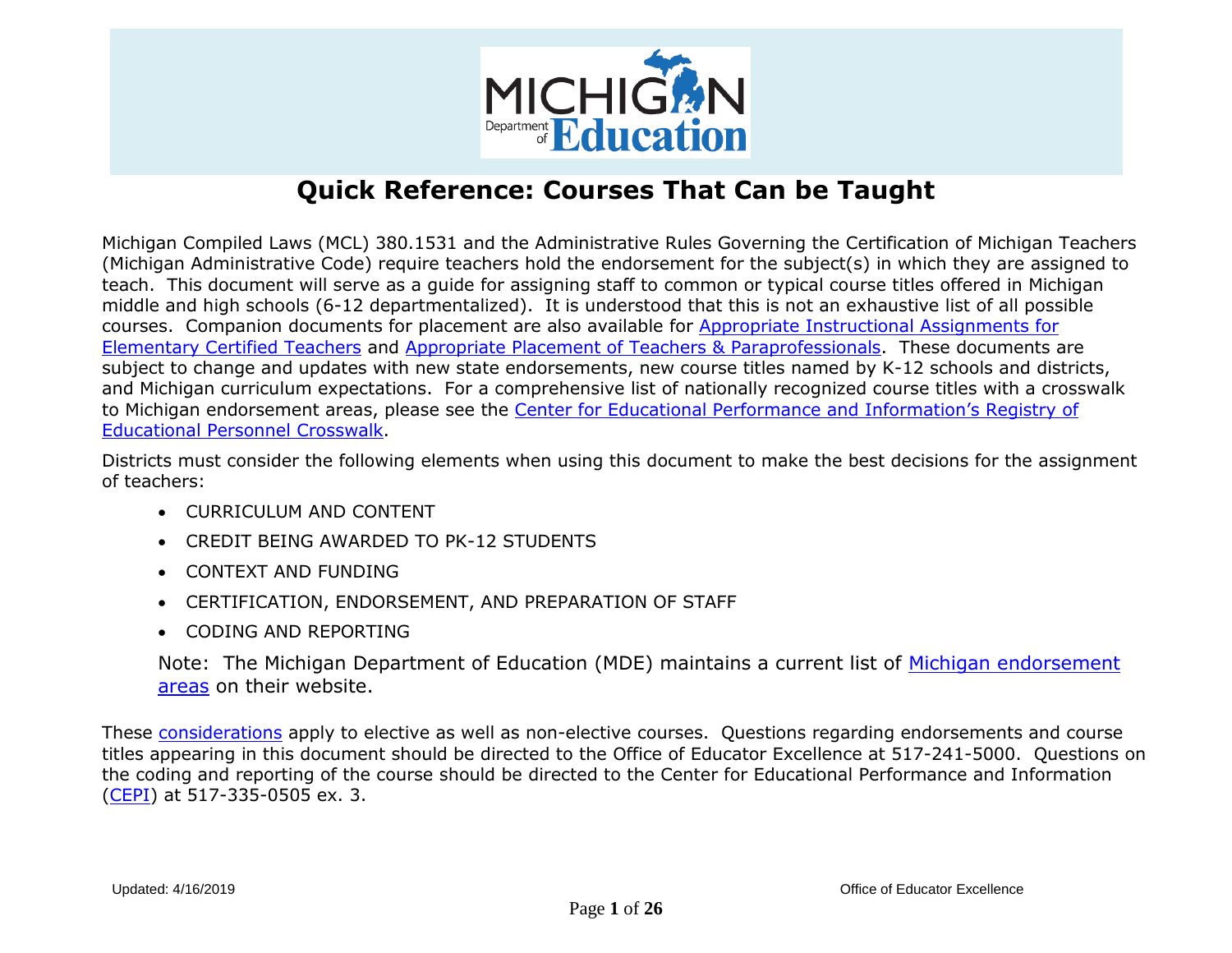# Quick Reference: Courses That Can be Taught

Michigan Compiled Laws (MCL) 380.1531 and the Administrative Rules Governing the Certification of Michigan Teachers (Michigan Administrative Code) require teachers hold the endorsement for the subject(s) in which they are assigned to teach. This document will serve as a guide for assigning staff to common or typical course titles offered in Michigan middle and high schools (6-12 departmentalized). It is understood that this is not an exhaustive list of all possible courses. Companion documents for placement are also available for Appropriate Instructional Assignments for Elementary Certified Teachers and Appropriate Placement of Teachers & Paraprofessionals. These documents are subject to change and updates with new state endorsements, new course titles named by K-12 schools and districts, and Michigan curriculum expectations. For a comprehensive list of nationally recognized course titles with a crosswalk to Michigan endorsement areas, please see the Center for Educational Performance and Information's Registry of Educational Personnel Crosswalk.

Districts must consider the following elements when using this document to make the best decisions for the assignment of teachers:

- CURRICULUM AND CONTENT
- CREDIT BEING AWARDED TO PK-12 STUDENTS
- CONTEXT AND FUNDING
- CERTIFICATION, ENDORSEMENT, AND PREPARATION OF STAFF
- CODING AND REPORTING

Note: The Michigan Department of Education (MDE) maintains a current list of Michigan endorsement areas on their website.

These considerations apply to elective as well as non-elective courses. Questions regarding endorsements and course titles appearing in this document should be directed to the Office of Educator Excellence at 517-241-5000. Questions on the coding and reporting of the course should be directed to the Center for Educational Performance and Information (CEPI) at 517-335-0505 ex. 3.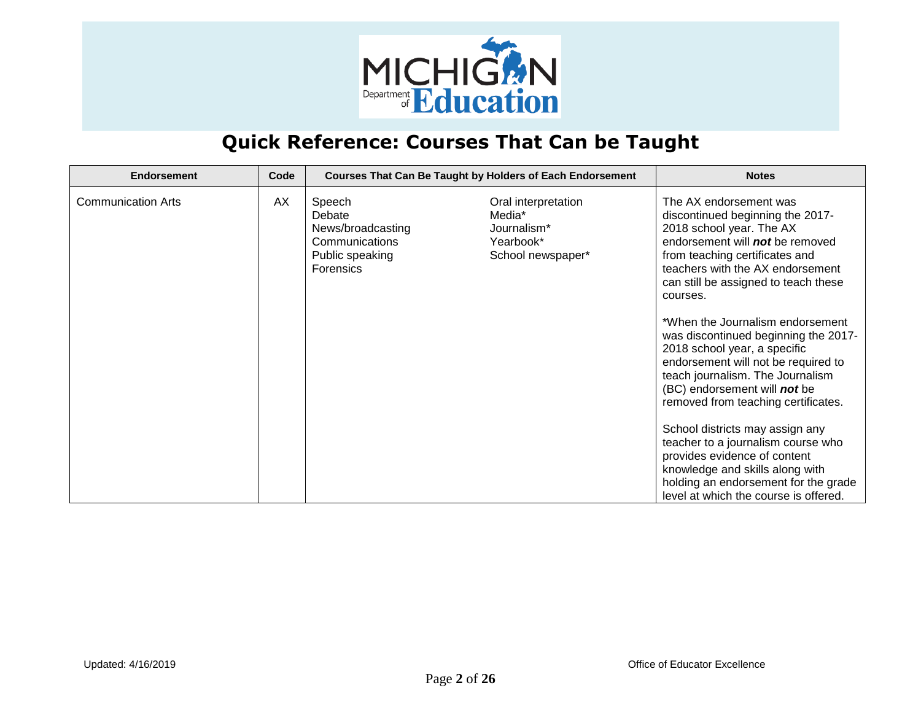# Quick Reference: Courses That Can be Taught

| Endorsement | Code | Courses That Can Be Taught by Holders of Each Endorsement | | Notes |
|---|---|---|---|---|
| Communication Arts | AX | Speech<br>Debate<br>News/broadcasting<br>Communications<br>Public speaking<br>Forensics | Oral interpretation<br>Media*<br>Journalism*<br>Yearbook*<br>School newspaper* | The AX endorsement was discontinued beginning the 2017-2018 school year. The AX endorsement will ***not*** be removed from teaching certificates and teachers with the AX endorsement can still be assigned to teach these courses.<br><br>*When the Journalism endorsement was discontinued beginning the 2017-2018 school year, a specific endorsement will not be required to teach journalism. The Journalism (BC) endorsement will ***not*** be removed from teaching certificates.<br><br>School districts may assign any teacher to a journalism course who provides evidence of content knowledge and skills along with holding an endorsement for the grade level at which the course is offered. |

Updated: 4/16/2019

Office of Educator Excellence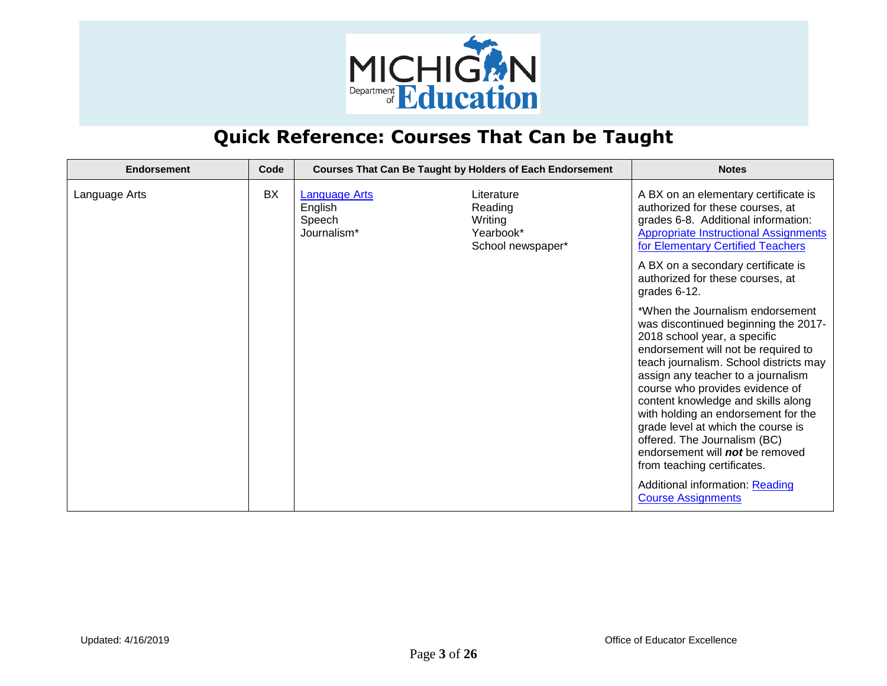# Quick Reference: Courses That Can be Taught

| Endorsement | Code | Courses That Can Be Taught by Holders of Each Endorsement | | Notes |
|---|---|---|---|---|
| Language Arts | BX | Language Arts<br>English<br>Speech<br>Journalism* | Literature<br>Reading<br>Writing<br>Yearbook*<br>School newspaper* | A BX on an elementary certificate is authorized for these courses, at grades 6-8. Additional information: Appropriate Instructional Assignments for Elementary Certified Teachers<br><br>A BX on a secondary certificate is authorized for these courses, at grades 6-12.<br><br>*When the Journalism endorsement was discontinued beginning the 2017-2018 school year, a specific endorsement will not be required to teach journalism. School districts may assign any teacher to a journalism course who provides evidence of content knowledge and skills along with holding an endorsement for the grade level at which the course is offered. The Journalism (BC) endorsement will ***not*** be removed from teaching certificates.<br><br>Additional information: Reading Course Assignments |

Updated: 4/16/2019

Office of Educator Excellence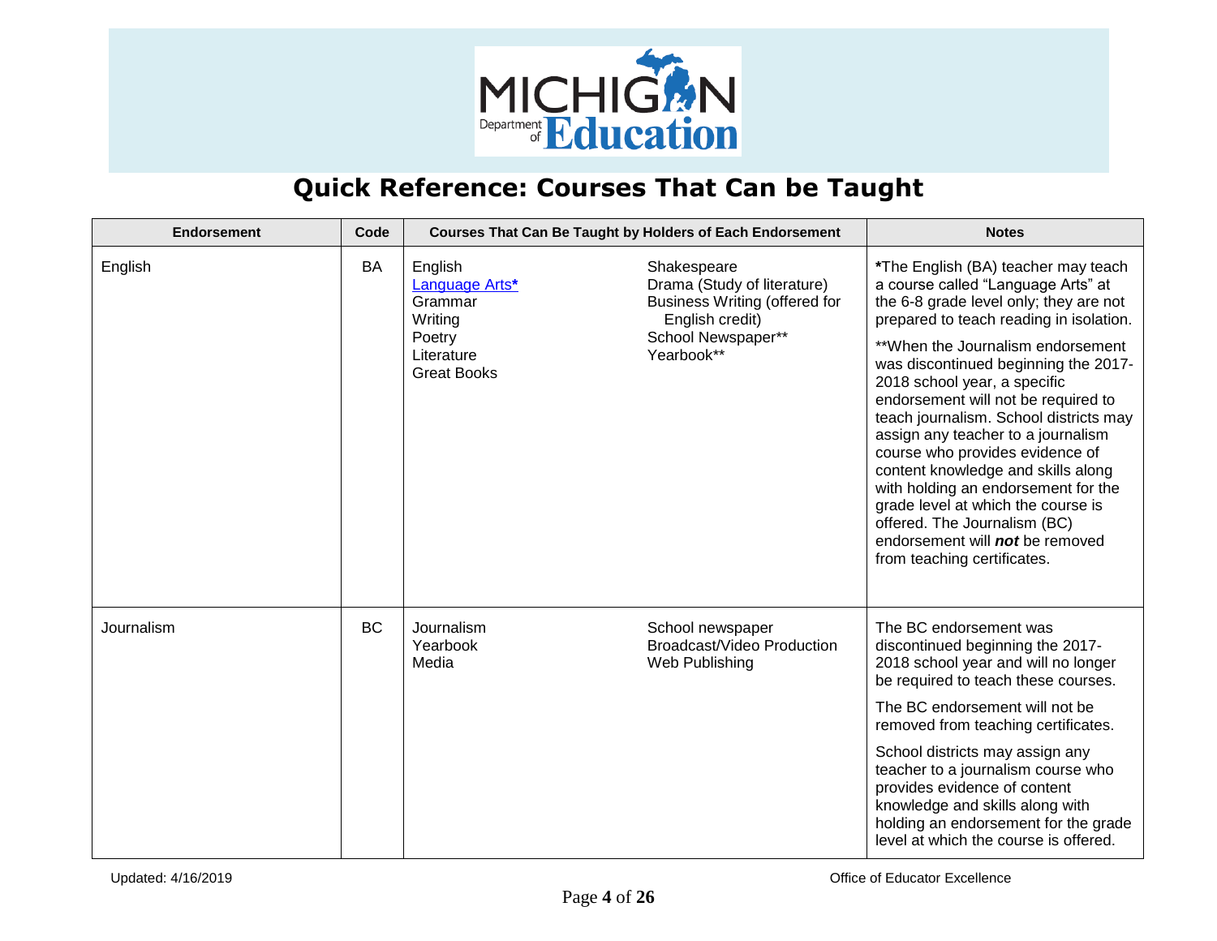# Quick Reference: Courses That Can be Taught

| Endorsement | Code | Courses That Can Be Taught by Holders of Each Endorsement | | Notes |
|---|---|---|---|---|
| English | BA | English<br>Language Arts*<br>Grammar<br>Writing<br>Poetry<br>Literature<br>Great Books | Shakespeare<br>Drama (Study of literature)<br>Business Writing (offered for English credit)<br>School Newspaper**<br>Yearbook** | *The English (BA) teacher may teach a course called "Language Arts" at the 6-8 grade level only; they are not prepared to teach reading in isolation.<br>**When the Journalism endorsement was discontinued beginning the 2017-2018 school year, a specific endorsement will not be required to teach journalism. School districts may assign any teacher to a journalism course who provides evidence of content knowledge and skills along with holding an endorsement for the grade level at which the course is offered. The Journalism (BC) endorsement will ***not*** be removed from teaching certificates. |
| Journalism | BC | Journalism<br>Yearbook<br>Media | School newspaper<br>Broadcast/Video Production<br>Web Publishing | The BC endorsement was discontinued beginning the 2017-2018 school year and will no longer be required to teach these courses.<br>The BC endorsement will not be removed from teaching certificates.<br>School districts may assign any teacher to a journalism course who provides evidence of content knowledge and skills along with holding an endorsement for the grade level at which the course is offered. |

Updated: 4/16/2019

Office of Educator Excellence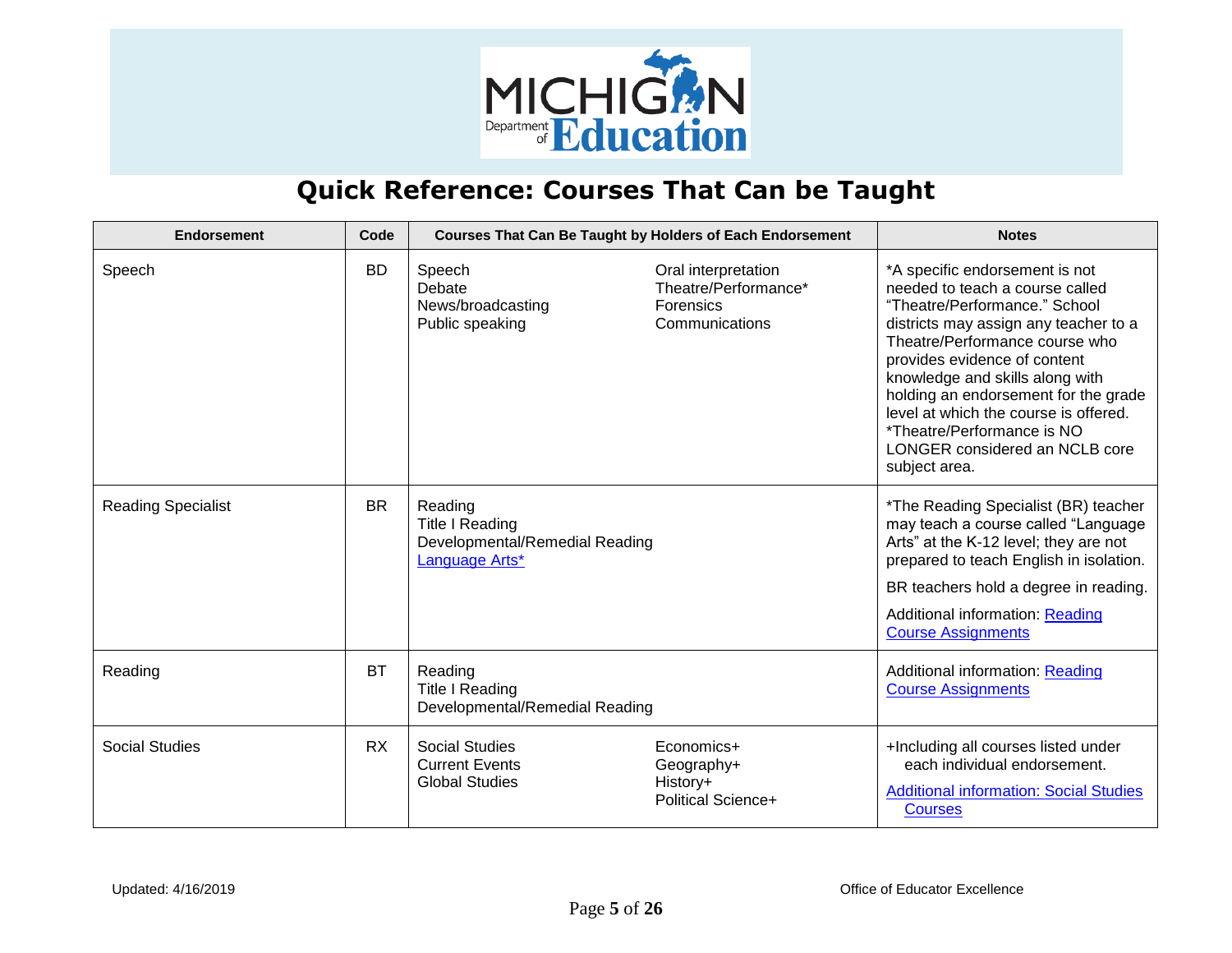# Quick Reference: Courses That Can be Taught

| Endorsement | Code | Courses That Can Be Taught by Holders of Each Endorsement | Notes |
|---|---|---|---|
| Speech | BD | Speech<br>Debate<br>News/broadcasting<br>Public speaking<br>Oral interpretation<br>Theatre/Performance*<br>Forensics<br>Communications | *A specific endorsement is not needed to teach a course called "Theatre/Performance." School districts may assign any teacher to a Theatre/Performance course who provides evidence of content knowledge and skills along with holding an endorsement for the grade level at which the course is offered. *Theatre/Performance is NO LONGER considered an NCLB core subject area. |
| Reading Specialist | BR | Reading<br>Title I Reading<br>Developmental/Remedial Reading<br>Language Arts* | *The Reading Specialist (BR) teacher may teach a course called "Language Arts" at the K-12 level; they are not prepared to teach English in isolation.<br>BR teachers hold a degree in reading.<br>Additional information: Reading Course Assignments |
| Reading | BT | Reading<br>Title I Reading<br>Developmental/Remedial Reading | Additional information: Reading Course Assignments |
| Social Studies | RX | Social Studies<br>Current Events<br>Global Studies<br>Economics+<br>Geography+<br>History+<br>Political Science+ | +Including all courses listed under each individual endorsement.<br>Additional information: Social Studies Courses |

Updated: 4/16/2019

Office of Educator Excellence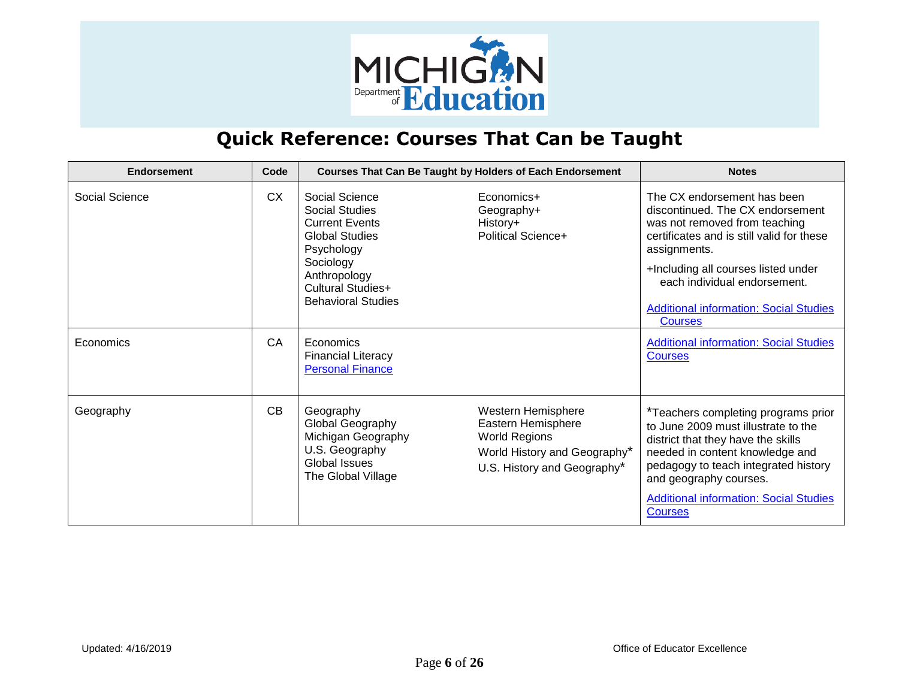# Quick Reference: Courses That Can be Taught

| Endorsement | Code | Courses That Can Be Taught by Holders of Each Endorsement | | Notes |
|---|---|---|---|---|
| Social Science | CX | Social Science<br>Social Studies<br>Current Events<br>Global Studies<br>Psychology<br>Sociology<br>Anthropology<br>Cultural Studies+<br>Behavioral Studies | Economics+<br>Geography+<br>History+<br>Political Science+ | The CX endorsement has been discontinued. The CX endorsement was not removed from teaching certificates and is still valid for these assignments.<br>+Including all courses listed under each individual endorsement.<br>Additional information: Social Studies Courses |
| Economics | CA | Economics<br>Financial Literacy<br>Personal Finance | | Additional information: Social Studies Courses |
| Geography | CB | Geography<br>Global Geography<br>Michigan Geography<br>U.S. Geography<br>Global Issues<br>The Global Village | Western Hemisphere<br>Eastern Hemisphere<br>World Regions<br>World History and Geography*<br>U.S. History and Geography* | *Teachers completing programs prior to June 2009 must illustrate to the district that they have the skills needed in content knowledge and pedagogy to teach integrated history and geography courses.<br>Additional information: Social Studies Courses |

Updated: 4/16/2019

Office of Educator Excellence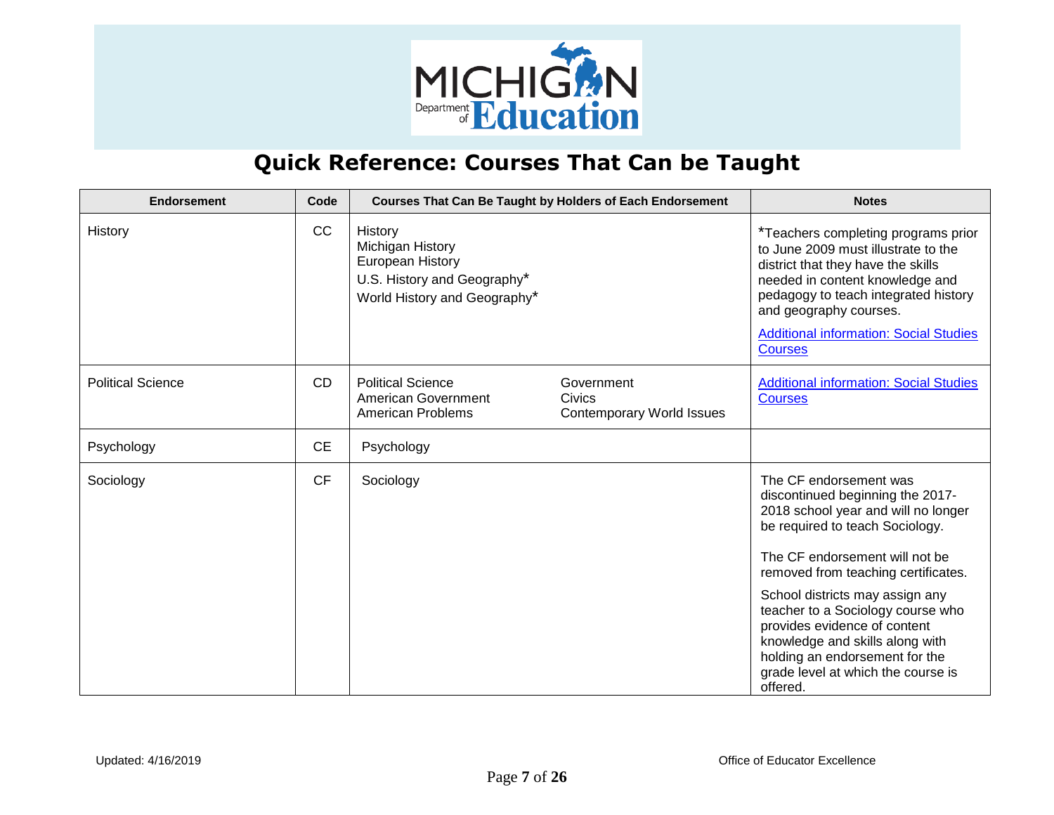MICHIGAN Department of Education

# Quick Reference: Courses That Can be Taught

| Endorsement | Code | Courses That Can Be Taught by Holders of Each Endorsement | Notes |
|---|---|---|---|
| History | CC | History<br>Michigan History<br>European History<br>U.S. History and Geography*<br>World History and Geography* | *Teachers completing programs prior to June 2009 must illustrate to the district that they have the skills needed in content knowledge and pedagogy to teach integrated history and geography courses.<br>Additional information: Social Studies Courses |
| Political Science | CD | Political Science<br>American Government<br>American Problems<br>Government<br>Civics<br>Contemporary World Issues | Additional information: Social Studies Courses |
| Psychology | CE | Psychology | |
| Sociology | CF | Sociology | The CF endorsement was discontinued beginning the 2017-2018 school year and will no longer be required to teach Sociology.<br>The CF endorsement will not be removed from teaching certificates.<br>School districts may assign any teacher to a Sociology course who provides evidence of content knowledge and skills along with holding an endorsement for the grade level at which the course is offered. |

Updated: 4/16/2019

Office of Educator Excellence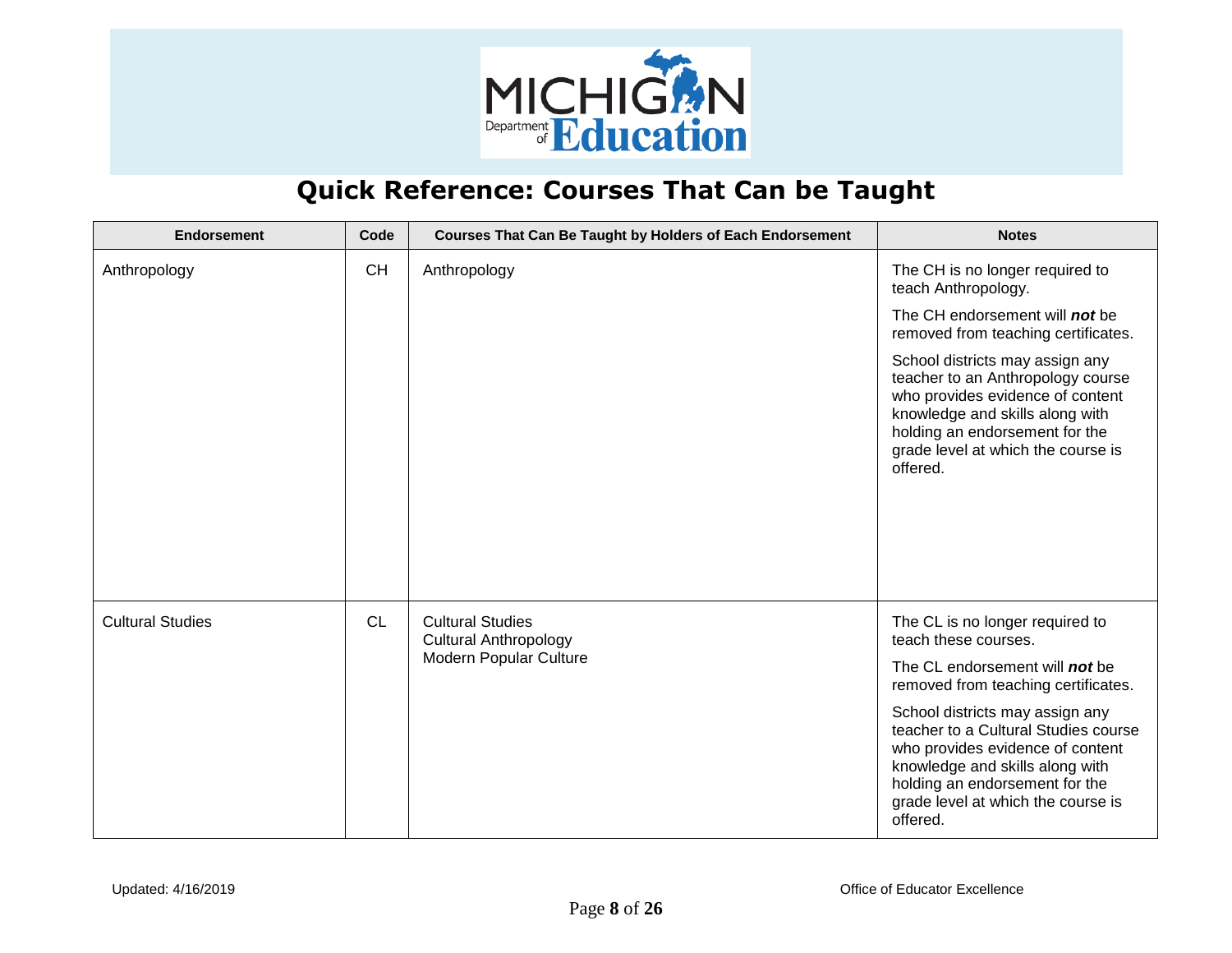# Quick Reference: Courses That Can be Taught

| Endorsement | Code | Courses That Can Be Taught by Holders of Each Endorsement | Notes |
|---|---|---|---|
| Anthropology | CH | Anthropology | The CH is no longer required to teach Anthropology.<br><br>The CH endorsement will ***not*** be removed from teaching certificates.<br><br>School districts may assign any teacher to an Anthropology course who provides evidence of content knowledge and skills along with holding an endorsement for the grade level at which the course is offered. |
| Cultural Studies | CL | Cultural Studies<br>Cultural Anthropology<br>Modern Popular Culture | The CL is no longer required to teach these courses.<br><br>The CL endorsement will ***not*** be removed from teaching certificates.<br><br>School districts may assign any teacher to a Cultural Studies course who provides evidence of content knowledge and skills along with holding an endorsement for the grade level at which the course is offered. |

Updated: 4/16/2019

Office of Educator Excellence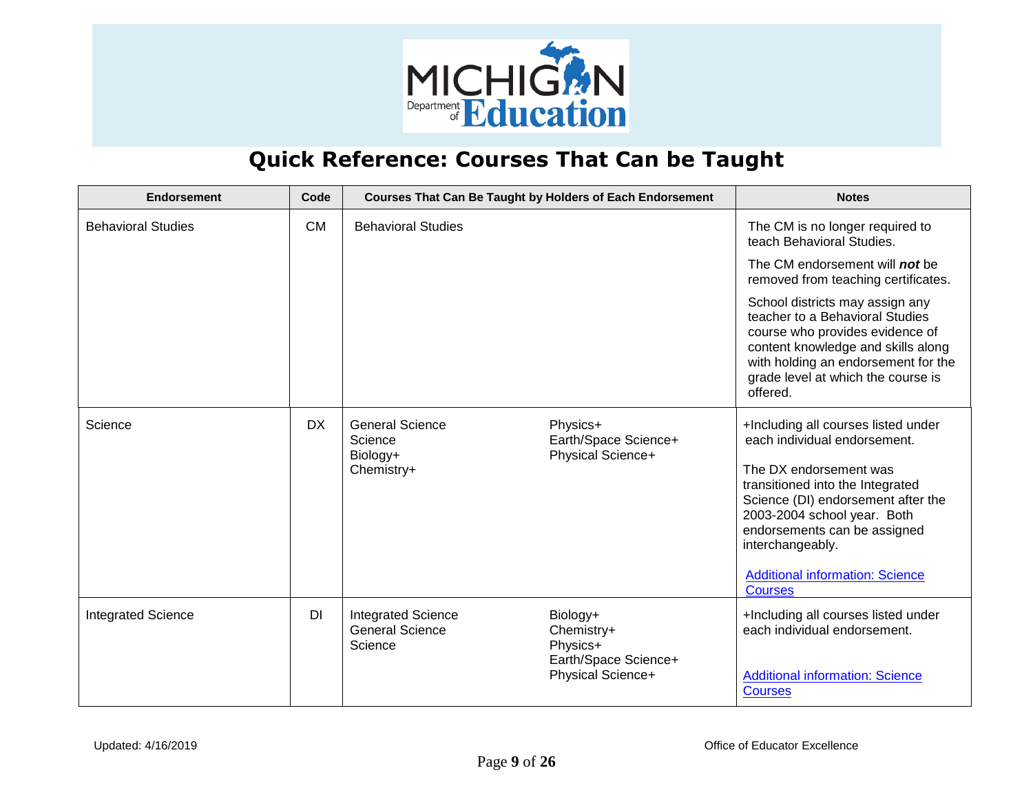# Quick Reference: Courses That Can be Taught

| Endorsement | Code | Courses That Can Be Taught by Holders of Each Endorsement | Notes |
|---|---|---|---|
| Behavioral Studies | CM | Behavioral Studies | The CM is no longer required to teach Behavioral Studies.<br><br>The CM endorsement will ***not*** be removed from teaching certificates.<br><br>School districts may assign any teacher to a Behavioral Studies course who provides evidence of content knowledge and skills along with holding an endorsement for the grade level at which the course is offered. |
| Science | DX | General Science<br>Science<br>Biology+<br>Chemistry+<br>Physics+<br>Earth/Space Science+<br>Physical Science+ | +Including all courses listed under each individual endorsement.<br><br>The DX endorsement was transitioned into the Integrated Science (DI) endorsement after the 2003-2004 school year. Both endorsements can be assigned interchangeably.<br><br>Additional information: Science Courses |
| Integrated Science | DI | Integrated Science<br>General Science<br>Science<br>Biology+<br>Chemistry+<br>Physics+<br>Earth/Space Science+<br>Physical Science+ | +Including all courses listed under each individual endorsement.<br><br>Additional information: Science Courses |

Updated: 4/16/2019

Office of Educator Excellence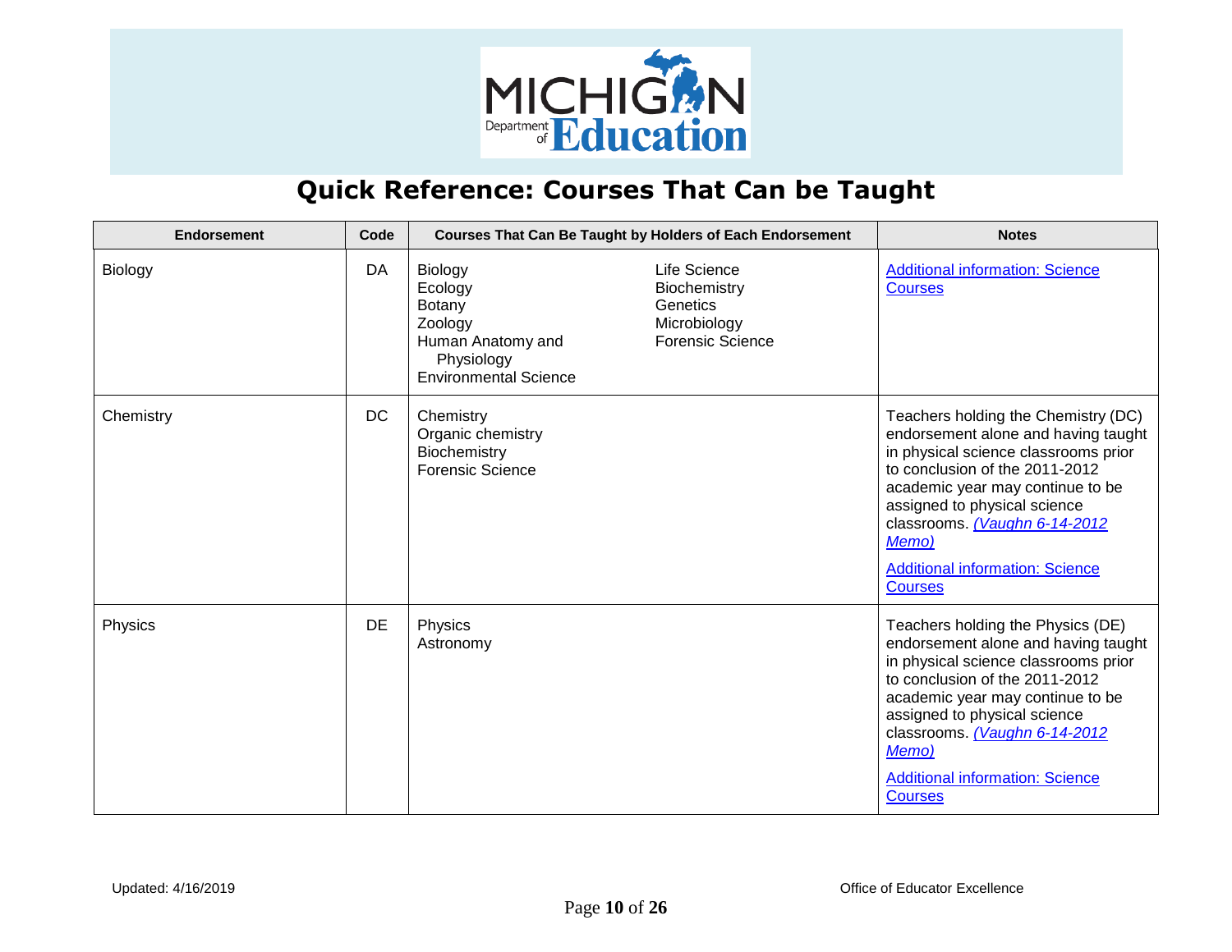# Quick Reference: Courses That Can be Taught

| Endorsement | Code | Courses That Can Be Taught by Holders of Each Endorsement | Notes |
| --- | --- | --- | --- |
| Biology | DA | Biology<br>Ecology<br>Botany<br>Zoology<br>Human Anatomy and Physiology<br>Environmental Science<br>Life Science<br>Biochemistry<br>Genetics<br>Microbiology<br>Forensic Science | Additional information: Science Courses |
| Chemistry | DC | Chemistry<br>Organic chemistry<br>Biochemistry<br>Forensic Science | Teachers holding the Chemistry (DC) endorsement alone and having taught in physical science classrooms prior to conclusion of the 2011-2012 academic year may continue to be assigned to physical science classrooms. *(Vaughn 6-14-2012 Memo)*<br><br>Additional information: Science Courses |
| Physics | DE | Physics<br>Astronomy | Teachers holding the Physics (DE) endorsement alone and having taught in physical science classrooms prior to conclusion of the 2011-2012 academic year may continue to be assigned to physical science classrooms. *(Vaughn 6-14-2012 Memo)*<br><br>Additional information: Science Courses |

Updated: 4/16/2019

Office of Educator Excellence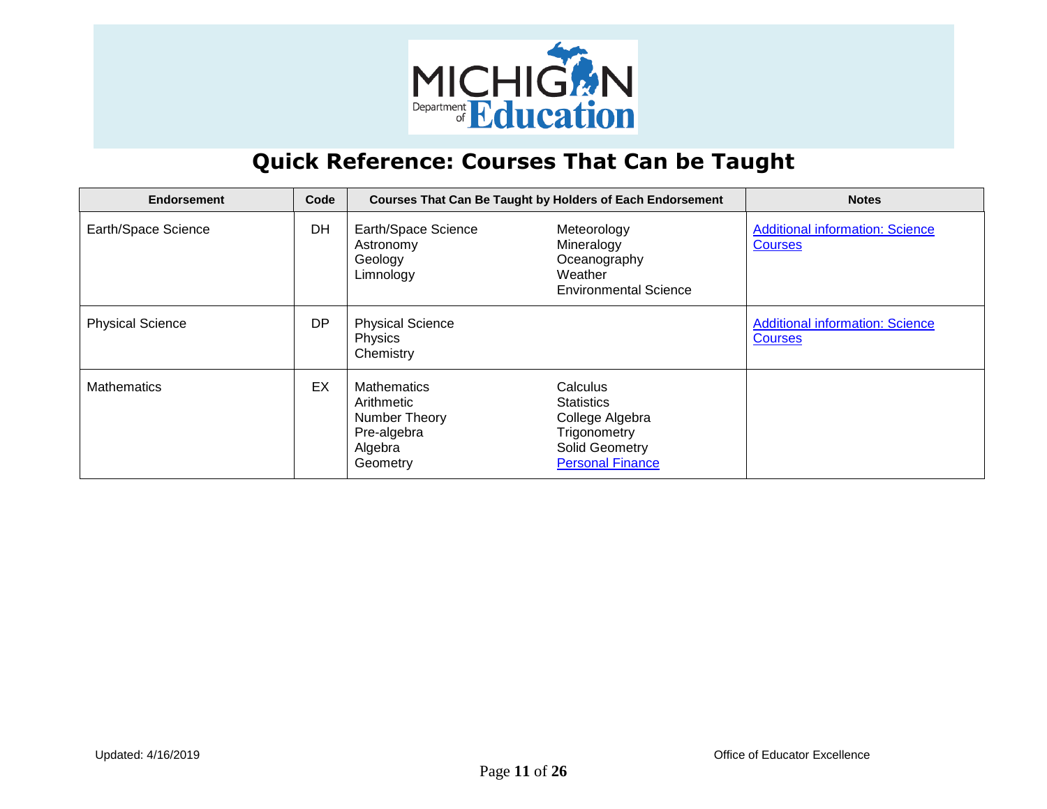# Quick Reference: Courses That Can be Taught

| Endorsement | Code | Courses That Can Be Taught by Holders of Each Endorsement | | Notes |
|---|---|---|---|---|
| Earth/Space Science | DH | Earth/Space Science<br>Astronomy<br>Geology<br>Limnology | Meteorology<br>Mineralogy<br>Oceanography<br>Weather<br>Environmental Science | Additional information: Science Courses |
| Physical Science | DP | Physical Science<br>Physics<br>Chemistry | | Additional information: Science Courses |
| Mathematics | EX | Mathematics<br>Arithmetic<br>Number Theory<br>Pre-algebra<br>Algebra<br>Geometry | Calculus<br>Statistics<br>College Algebra<br>Trigonometry<br>Solid Geometry<br>Personal Finance | |

Updated: 4/16/2019 Office of Educator Excellence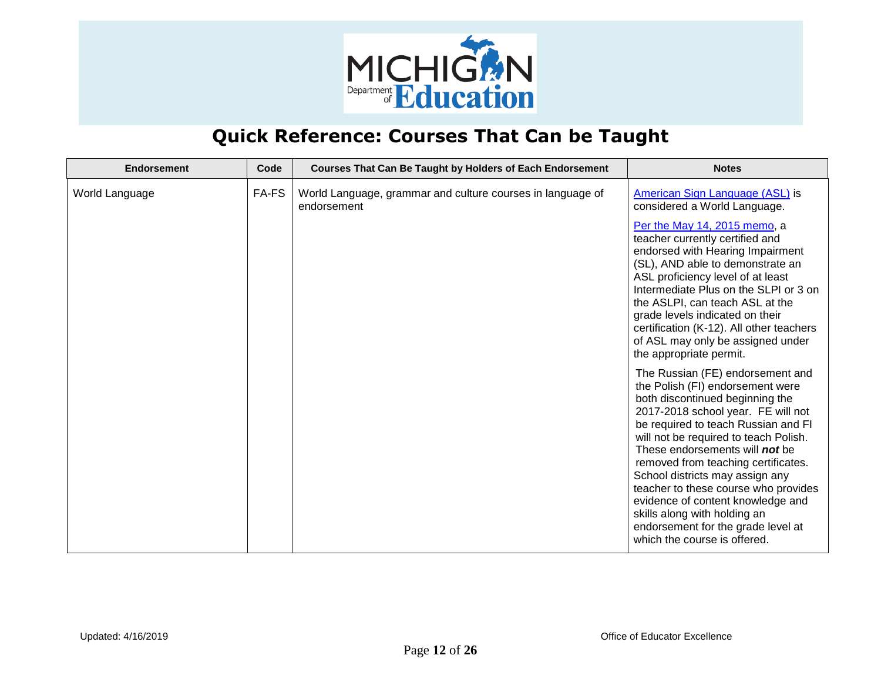# Quick Reference: Courses That Can be Taught

| Endorsement | Code | Courses That Can Be Taught by Holders of Each Endorsement | Notes |
|---|---|---|---|
| World Language | FA-FS | World Language, grammar and culture courses in language of endorsement | American Sign Language (ASL) is considered a World Language.<br><br>Per the May 14, 2015 memo, a teacher currently certified and endorsed with Hearing Impairment (SL), AND able to demonstrate an ASL proficiency level of at least Intermediate Plus on the SLPI or 3 on the ASLPI, can teach ASL at the grade levels indicated on their certification (K-12). All other teachers of ASL may only be assigned under the appropriate permit.<br><br>The Russian (FE) endorsement and the Polish (FI) endorsement were both discontinued beginning the 2017-2018 school year. FE will not be required to teach Russian and FI will not be required to teach Polish. These endorsements will ***not*** be removed from teaching certificates. School districts may assign any teacher to these course who provides evidence of content knowledge and skills along with holding an endorsement for the grade level at which the course is offered. |

Updated: 4/16/2019 Office of Educator Excellence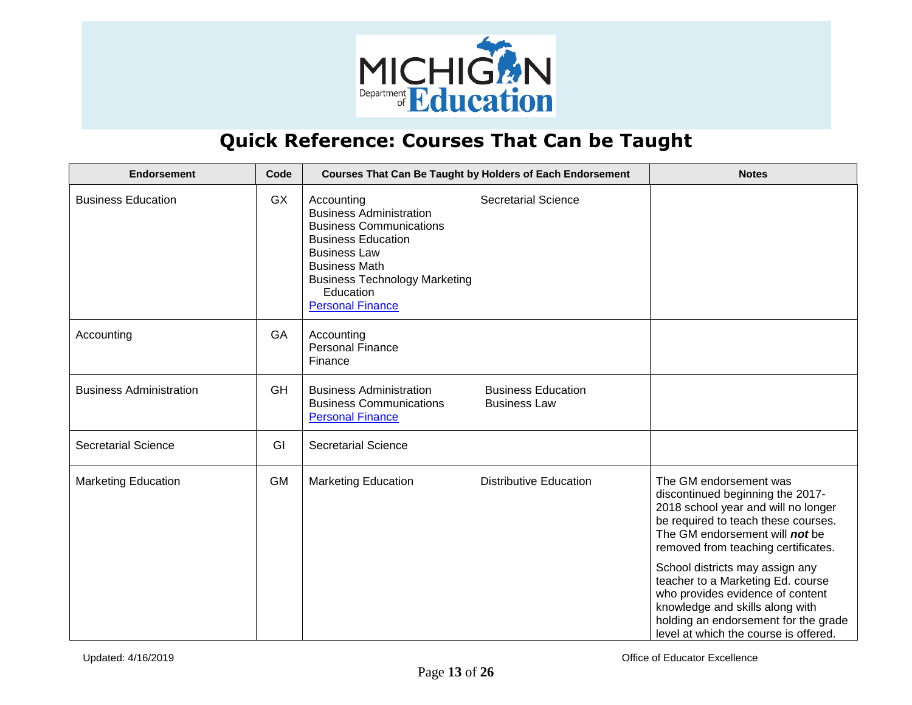# Quick Reference: Courses That Can be Taught

| Endorsement | Code | Courses That Can Be Taught by Holders of Each Endorsement | Notes |
|---|---|---|---|
| Business Education | GX | Accounting<br>Business Administration<br>Business Communications<br>Business Education<br>Business Law<br>Business Math<br>Business Technology Marketing Education<br>Personal Finance<br>Secretarial Science | |
| Accounting | GA | Accounting<br>Personal Finance<br>Finance | |
| Business Administration | GH | Business Administration<br>Business Communications<br>Personal Finance<br>Business Education<br>Business Law | |
| Secretarial Science | GI | Secretarial Science | |
| Marketing Education | GM | Marketing Education<br>Distributive Education | The GM endorsement was discontinued beginning the 2017-2018 school year and will no longer be required to teach these courses. The GM endorsement will ***not*** be removed from teaching certificates.<br><br>School districts may assign any teacher to a Marketing Ed. course who provides evidence of content knowledge and skills along with holding an endorsement for the grade level at which the course is offered. |

Updated: 4/16/2019

Office of Educator Excellence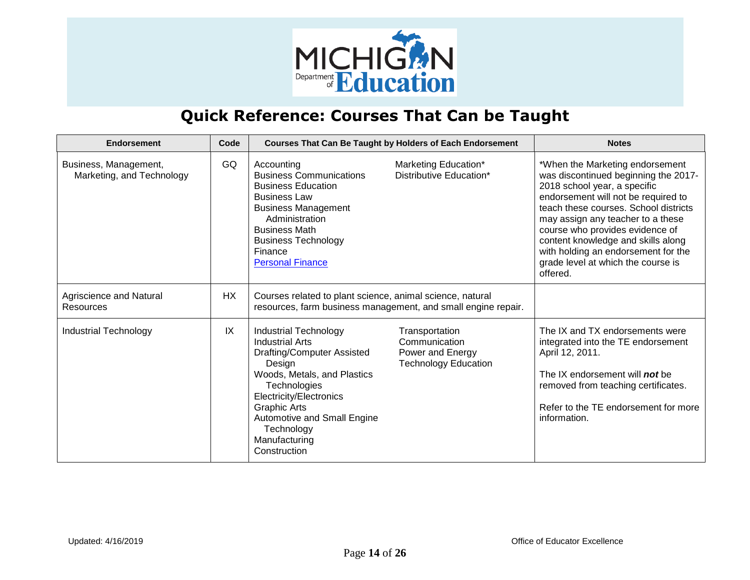# Quick Reference: Courses That Can be Taught

| Endorsement | Code | Courses That Can Be Taught by Holders of Each Endorsement | Notes |
|---|---|---|---|
| Business, Management, Marketing, and Technology | GQ | Accounting<br>Business Communications<br>Business Education<br>Business Law<br>Business Management Administration<br>Business Math<br>Business Technology<br>Finance<br>Personal Finance<br>Marketing Education*<br>Distributive Education* | *When the Marketing endorsement was discontinued beginning the 2017-2018 school year, a specific endorsement will not be required to teach these courses. School districts may assign any teacher to a these course who provides evidence of content knowledge and skills along with holding an endorsement for the grade level at which the course is offered. |
| Agriscience and Natural Resources | HX | Courses related to plant science, animal science, natural resources, farm business management, and small engine repair. | |
| Industrial Technology | IX | Industrial Technology<br>Industrial Arts<br>Drafting/Computer Assisted Design<br>Woods, Metals, and Plastics Technologies<br>Electricity/Electronics<br>Graphic Arts<br>Automotive and Small Engine Technology<br>Manufacturing<br>Construction<br>Transportation<br>Communication<br>Power and Energy<br>Technology Education | The IX and TX endorsements were integrated into the TE endorsement April 12, 2011.<br><br>The IX endorsement will ***not*** be removed from teaching certificates.<br><br>Refer to the TE endorsement for more information. |

Updated: 4/16/2019

Office of Educator Excellence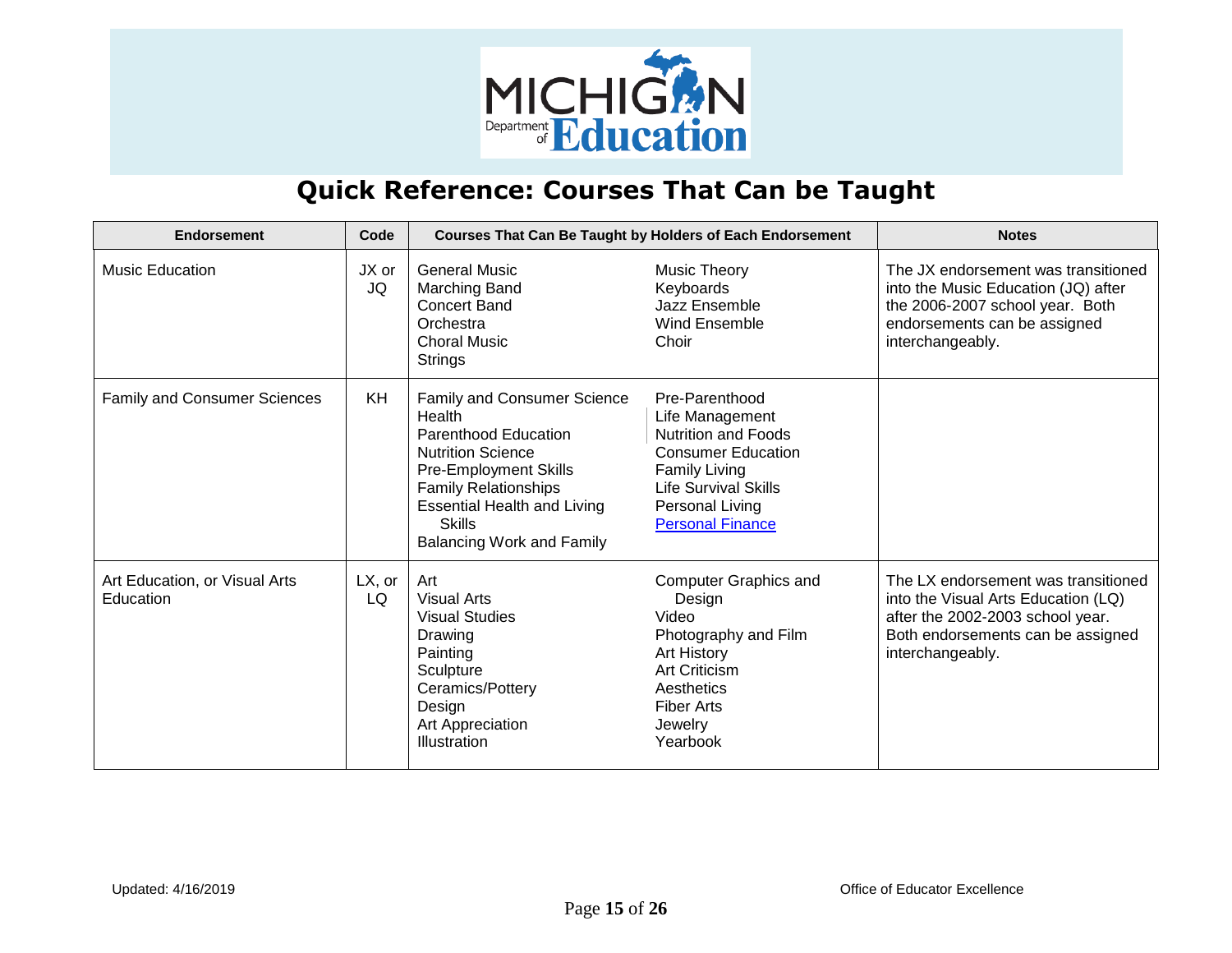# Quick Reference: Courses That Can be Taught

| Endorsement | Code | Courses That Can Be Taught by Holders of Each Endorsement | | Notes |
|---|---|---|---|---|
| Music Education | JX or JQ | General Music<br>Marching Band<br>Concert Band<br>Orchestra<br>Choral Music<br>Strings | Music Theory<br>Keyboards<br>Jazz Ensemble<br>Wind Ensemble<br>Choir | The JX endorsement was transitioned into the Music Education (JQ) after the 2006-2007 school year. Both endorsements can be assigned interchangeably. |
| Family and Consumer Sciences | KH | Family and Consumer Science<br>Health<br>Parenthood Education<br>Nutrition Science<br>Pre-Employment Skills<br>Family Relationships<br>Essential Health and Living Skills<br>Balancing Work and Family | Pre-Parenthood<br>Life Management<br>Nutrition and Foods<br>Consumer Education<br>Family Living<br>Life Survival Skills<br>Personal Living<br>Personal Finance | |
| Art Education, or Visual Arts Education | LX, or LQ | Art<br>Visual Arts<br>Visual Studies<br>Drawing<br>Painting<br>Sculpture<br>Ceramics/Pottery<br>Design<br>Art Appreciation<br>Illustration | Computer Graphics and Design<br>Video<br>Photography and Film<br>Art History<br>Art Criticism<br>Aesthetics<br>Fiber Arts<br>Jewelry<br>Yearbook | The LX endorsement was transitioned into the Visual Arts Education (LQ) after the 2002-2003 school year. Both endorsements can be assigned interchangeably. |

Updated: 4/16/2019

Office of Educator Excellence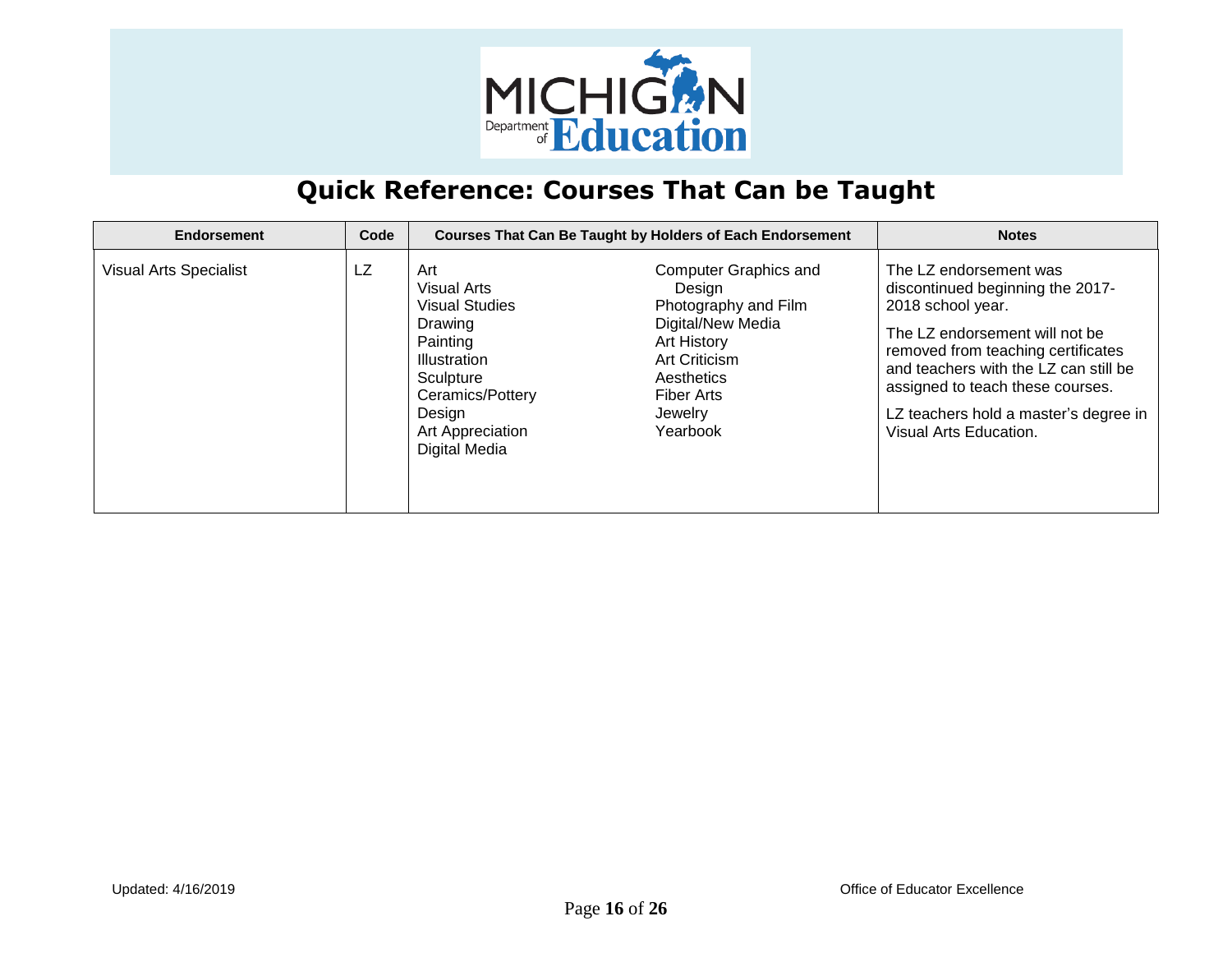# Quick Reference: Courses That Can be Taught

| Endorsement | Code | Courses That Can Be Taught by Holders of Each Endorsement | | Notes |
|---|---|---|---|---|
| Visual Arts Specialist | LZ | Art<br>Visual Arts<br>Visual Studies<br>Drawing<br>Painting<br>Illustration<br>Sculpture<br>Ceramics/Pottery<br>Design<br>Art Appreciation<br>Digital Media | Computer Graphics and Design<br>Photography and Film<br>Digital/New Media<br>Art History<br>Art Criticism<br>Aesthetics<br>Fiber Arts<br>Jewelry<br>Yearbook | The LZ endorsement was discontinued beginning the 2017-2018 school year.<br><br>The LZ endorsement will not be removed from teaching certificates and teachers with the LZ can still be assigned to teach these courses.<br><br>LZ teachers hold a master's degree in Visual Arts Education. |

Updated: 4/16/2019

Office of Educator Excellence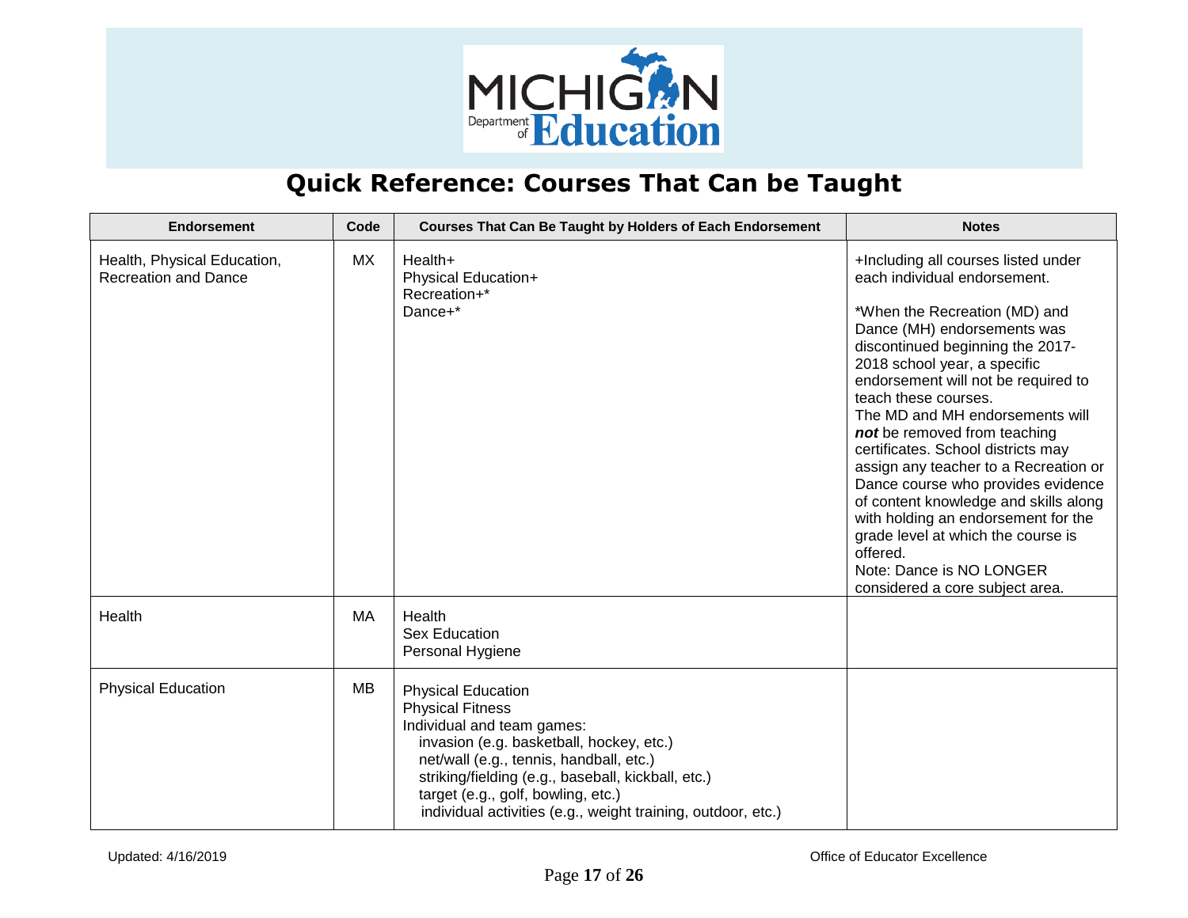# Quick Reference: Courses That Can be Taught

| Endorsement | Code | Courses That Can Be Taught by Holders of Each Endorsement | Notes |
|---|---|---|---|
| Health, Physical Education, Recreation and Dance | MX | Health+<br>Physical Education+<br>Recreation+*<br>Dance+* | +Including all courses listed under each individual endorsement.<br><br>*When the Recreation (MD) and Dance (MH) endorsements was discontinued beginning the 2017-2018 school year, a specific endorsement will not be required to teach these courses.<br>The MD and MH endorsements will ***not*** be removed from teaching certificates. School districts may assign any teacher to a Recreation or Dance course who provides evidence of content knowledge and skills along with holding an endorsement for the grade level at which the course is offered.<br>Note: Dance is NO LONGER considered a core subject area. |
| Health | MA | Health<br>Sex Education<br>Personal Hygiene | |
| Physical Education | MB | Physical Education<br>Physical Fitness<br>Individual and team games:<br>invasion (e.g. basketball, hockey, etc.)<br>net/wall (e.g., tennis, handball, etc.)<br>striking/fielding (e.g., baseball, kickball, etc.)<br>target (e.g., golf, bowling, etc.)<br>individual activities (e.g., weight training, outdoor, etc.) | |

Updated: 4/16/2019

Office of Educator Excellence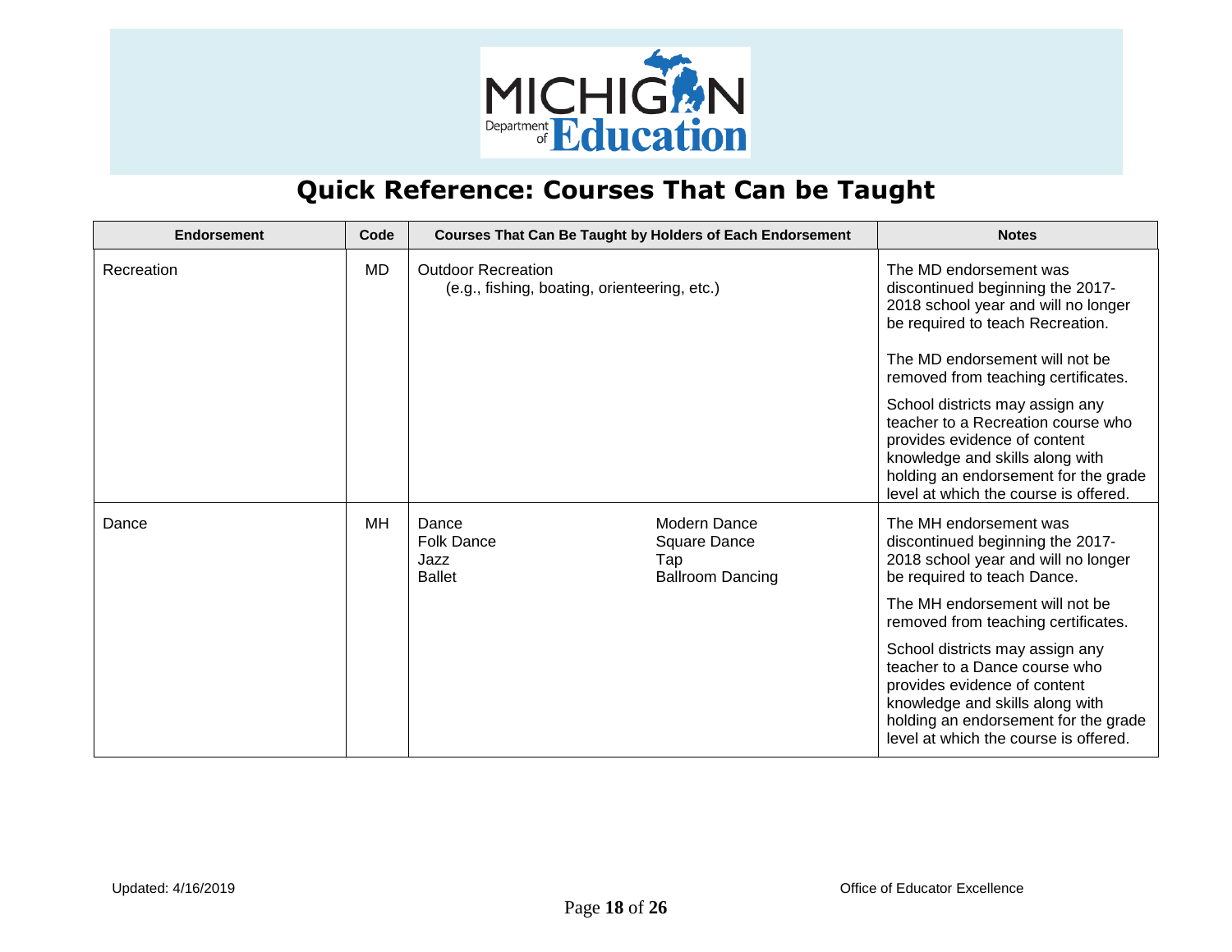## Quick Reference: Courses That Can be Taught

| Endorsement | Code | Courses That Can Be Taught by Holders of Each Endorsement | Notes |
|---|---|---|---|
| Recreation | MD | Outdoor Recreation<br>(e.g., fishing, boating, orienteering, etc.) | The MD endorsement was discontinued beginning the 2017-2018 school year and will no longer be required to teach Recreation.<br><br>The MD endorsement will not be removed from teaching certificates.<br><br>School districts may assign any teacher to a Recreation course who provides evidence of content knowledge and skills along with holding an endorsement for the grade level at which the course is offered. |
| Dance | MH | Dance<br>Folk Dance<br>Jazz<br>Ballet<br>Modern Dance<br>Square Dance<br>Tap<br>Ballroom Dancing | The MH endorsement was discontinued beginning the 2017-2018 school year and will no longer be required to teach Dance.<br><br>The MH endorsement will not be removed from teaching certificates.<br><br>School districts may assign any teacher to a Dance course who provides evidence of content knowledge and skills along with holding an endorsement for the grade level at which the course is offered. |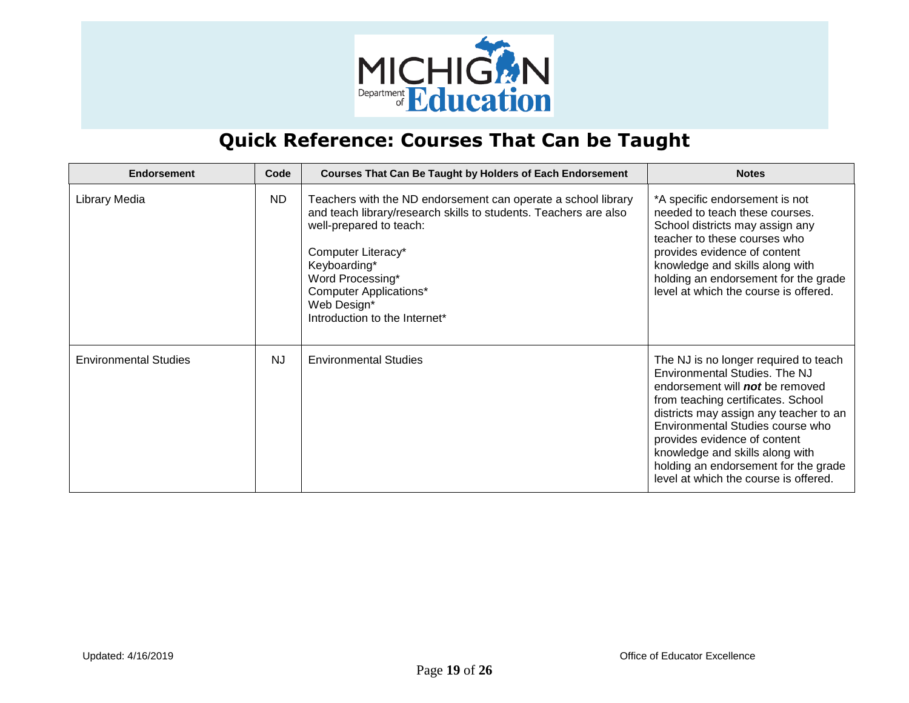# Quick Reference: Courses That Can be Taught

| Endorsement | Code | Courses That Can Be Taught by Holders of Each Endorsement | Notes |
|---|---|---|---|
| Library Media | ND | Teachers with the ND endorsement can operate a school library and teach library/research skills to students. Teachers are also well-prepared to teach:<br><br>Computer Literacy*<br>Keyboarding*<br>Word Processing*<br>Computer Applications*<br>Web Design*<br>Introduction to the Internet* | *A specific endorsement is not needed to teach these courses. School districts may assign any teacher to these courses who provides evidence of content knowledge and skills along with holding an endorsement for the grade level at which the course is offered. |
| Environmental Studies | NJ | Environmental Studies | The NJ is no longer required to teach Environmental Studies. The NJ endorsement will ***not*** be removed from teaching certificates. School districts may assign any teacher to an Environmental Studies course who provides evidence of content knowledge and skills along with holding an endorsement for the grade level at which the course is offered. |

Updated: 4/16/2019

Office of Educator Excellence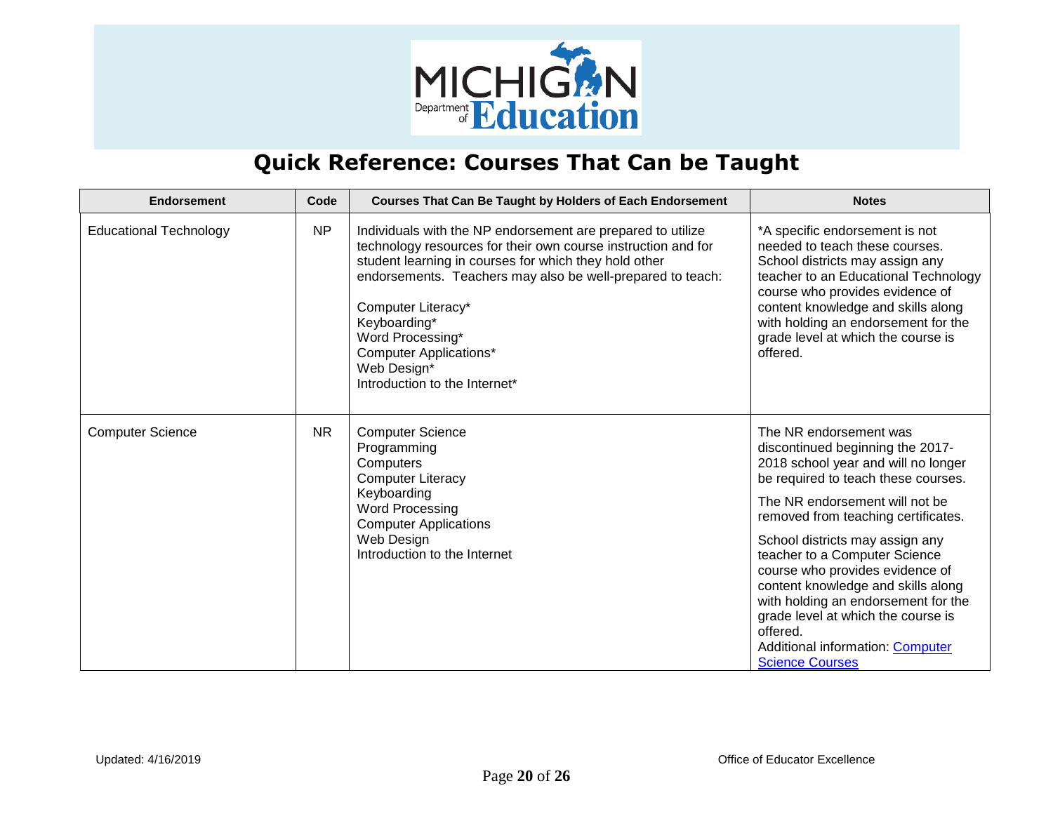# Quick Reference: Courses That Can be Taught

| Endorsement | Code | Courses That Can Be Taught by Holders of Each Endorsement | Notes |
|---|---|---|---|
| Educational Technology | NP | Individuals with the NP endorsement are prepared to utilize technology resources for their own course instruction and for student learning in courses for which they hold other endorsements. Teachers may also be well-prepared to teach:<br><br>Computer Literacy*<br>Keyboarding*<br>Word Processing*<br>Computer Applications*<br>Web Design*<br>Introduction to the Internet* | *A specific endorsement is not needed to teach these courses. School districts may assign any teacher to an Educational Technology course who provides evidence of content knowledge and skills along with holding an endorsement for the grade level at which the course is offered. |
| Computer Science | NR | Computer Science<br>Programming<br>Computers<br>Computer Literacy<br>Keyboarding<br>Word Processing<br>Computer Applications<br>Web Design<br>Introduction to the Internet | The NR endorsement was discontinued beginning the 2017-2018 school year and will no longer be required to teach these courses.<br><br>The NR endorsement will not be removed from teaching certificates.<br><br>School districts may assign any teacher to a Computer Science course who provides evidence of content knowledge and skills along with holding an endorsement for the grade level at which the course is offered.<br>Additional information: [Computer Science Courses] |

Updated: 4/16/2019

Office of Educator Excellence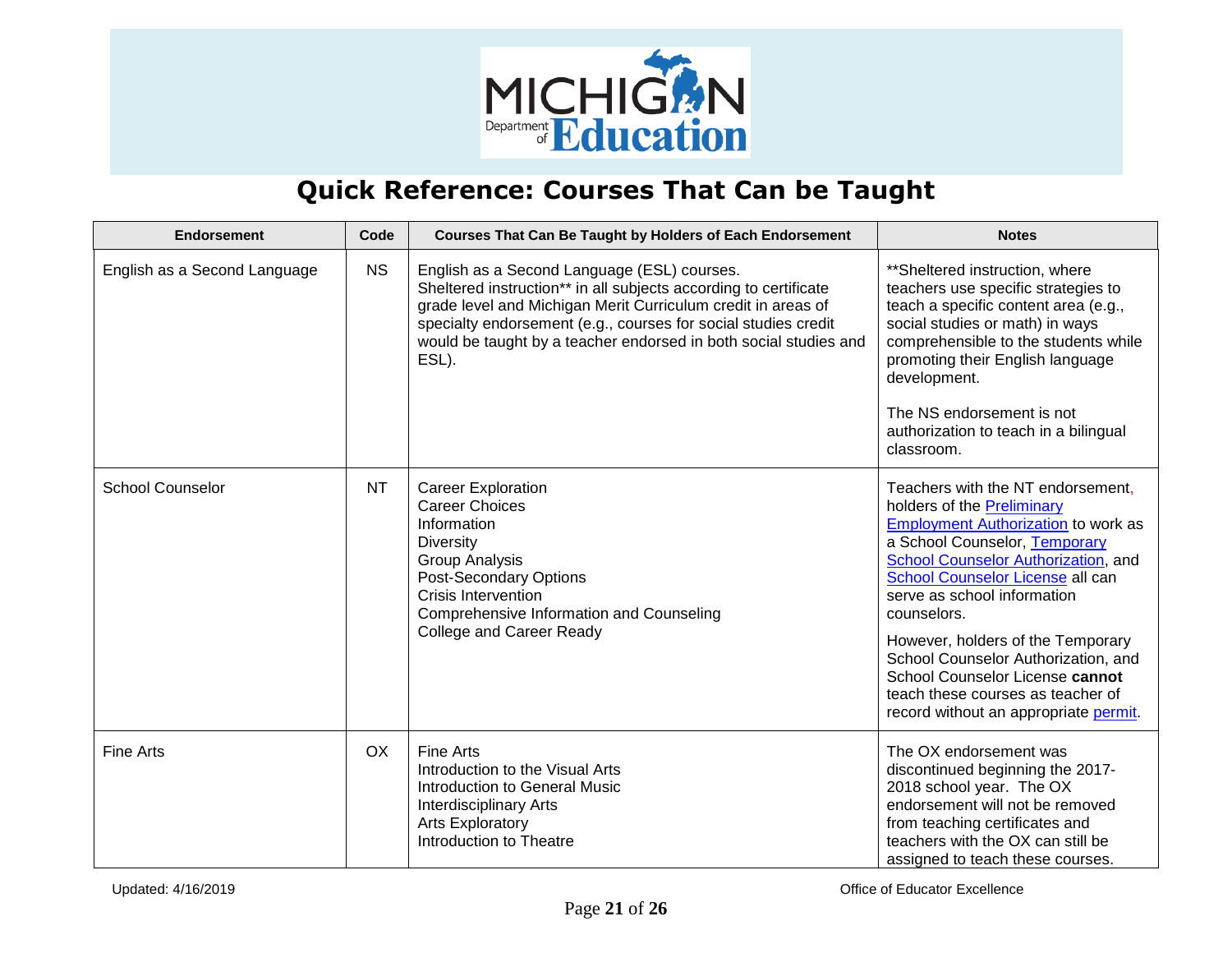# Quick Reference: Courses That Can be Taught

| Endorsement | Code | Courses That Can Be Taught by Holders of Each Endorsement | Notes |
| --- | --- | --- | --- |
| English as a Second Language | NS | English as a Second Language (ESL) courses.<br>Sheltered instruction** in all subjects according to certificate grade level and Michigan Merit Curriculum credit in areas of specialty endorsement (e.g., courses for social studies credit would be taught by a teacher endorsed in both social studies and ESL). | **Sheltered instruction, where teachers use specific strategies to teach a specific content area (e.g., social studies or math) in ways comprehensible to the students while promoting their English language development.<br><br>The NS endorsement is not authorization to teach in a bilingual classroom. |
| School Counselor | NT | Career Exploration<br>Career Choices<br>Information<br>Diversity<br>Group Analysis<br>Post-Secondary Options<br>Crisis Intervention<br>Comprehensive Information and Counseling<br>College and Career Ready | Teachers with the NT endorsement, holders of the Preliminary Employment Authorization to work as a School Counselor, Temporary School Counselor Authorization, and School Counselor License all can serve as school information counselors.<br><br>However, holders of the Temporary School Counselor Authorization, and School Counselor License **cannot** teach these courses as teacher of record without an appropriate permit. |
| Fine Arts | OX | Fine Arts<br>Introduction to the Visual Arts<br>Introduction to General Music<br>Interdisciplinary Arts<br>Arts Exploratory<br>Introduction to Theatre | The OX endorsement was discontinued beginning the 2017-2018 school year. The OX endorsement will not be removed from teaching certificates and teachers with the OX can still be assigned to teach these courses. |

Updated: 4/16/2019 Office of Educator Excellence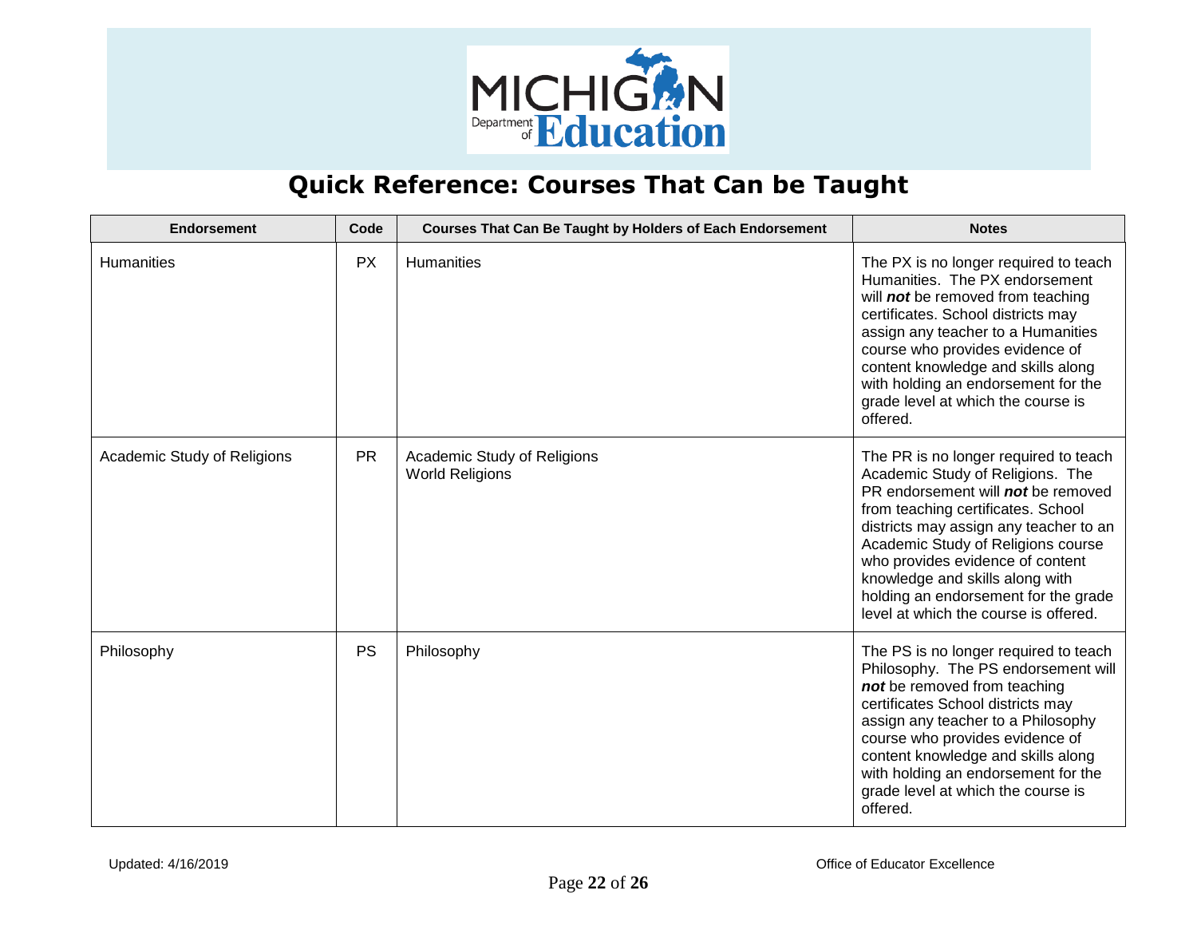# Quick Reference: Courses That Can be Taught

| Endorsement | Code | Courses That Can Be Taught by Holders of Each Endorsement | Notes |
| --- | --- | --- | --- |
| Humanities | PX | Humanities | The PX is no longer required to teach Humanities. The PX endorsement will ***not*** be removed from teaching certificates. School districts may assign any teacher to a Humanities course who provides evidence of content knowledge and skills along with holding an endorsement for the grade level at which the course is offered. |
| Academic Study of Religions | PR | Academic Study of Religions<br>World Religions | The PR is no longer required to teach Academic Study of Religions. The PR endorsement will ***not*** be removed from teaching certificates. School districts may assign any teacher to an Academic Study of Religions course who provides evidence of content knowledge and skills along with holding an endorsement for the grade level at which the course is offered. |
| Philosophy | PS | Philosophy | The PS is no longer required to teach Philosophy. The PS endorsement will ***not*** be removed from teaching certificates School districts may assign any teacher to a Philosophy course who provides evidence of content knowledge and skills along with holding an endorsement for the grade level at which the course is offered. |

Updated: 4/16/2019

Office of Educator Excellence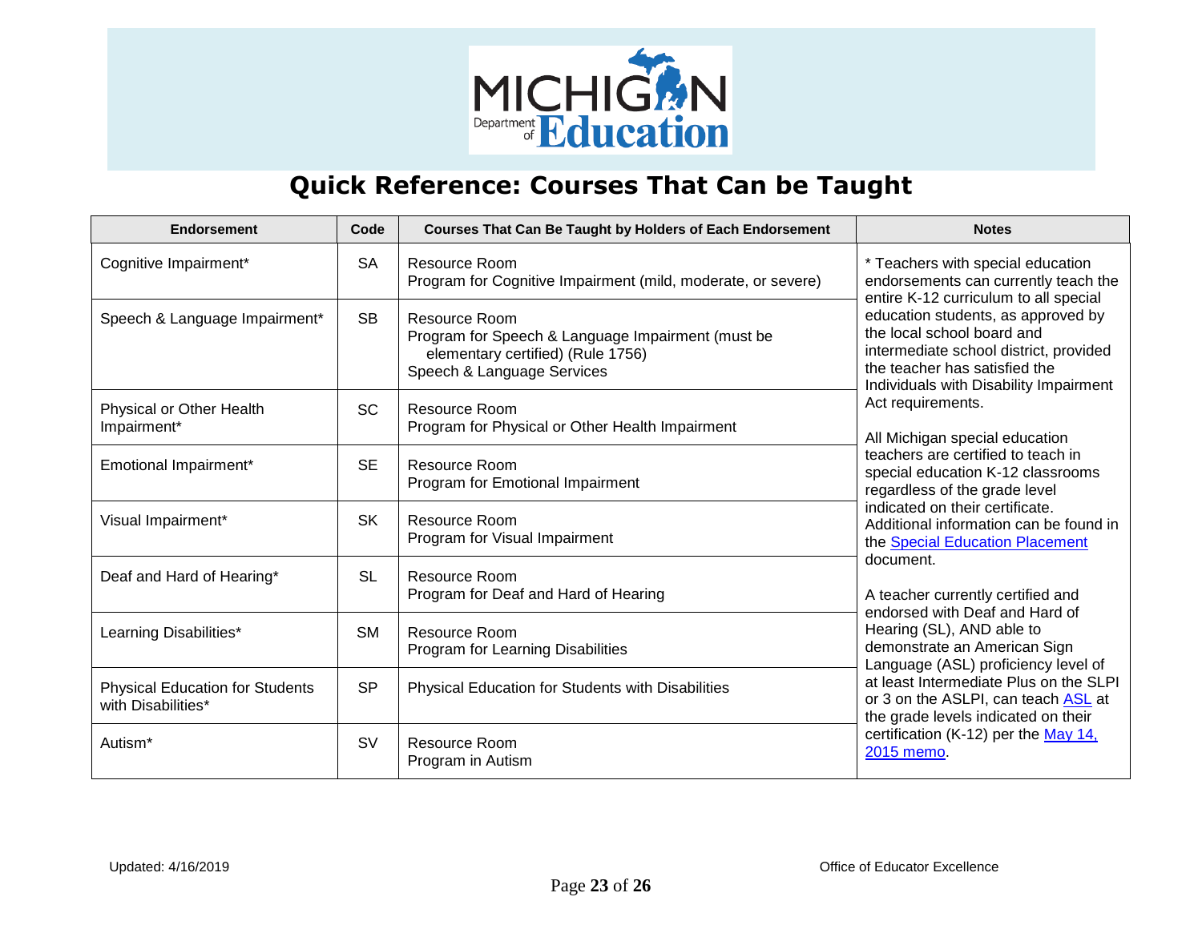# Quick Reference: Courses That Can be Taught

| Endorsement | Code | Courses That Can Be Taught by Holders of Each Endorsement | Notes |
|---|---|---|---|
| Cognitive Impairment* | SA | Resource Room<br>Program for Cognitive Impairment (mild, moderate, or severe) | * Teachers with special education endorsements can currently teach the entire K-12 curriculum to all special education students, as approved by the local school board and intermediate school district, provided the teacher has satisfied the Individuals with Disability Impairment Act requirements.<br><br>All Michigan special education teachers are certified to teach in special education K-12 classrooms regardless of the grade level indicated on their certificate. Additional information can be found in the Special Education Placement document.<br><br>A teacher currently certified and endorsed with Deaf and Hard of Hearing (SL), AND able to demonstrate an American Sign Language (ASL) proficiency level of at least Intermediate Plus on the SLPI or 3 on the ASLPI, can teach ASL at the grade levels indicated on their certification (K-12) per the May 14, 2015 memo. |
| Speech & Language Impairment* | SB | Resource Room<br>Program for Speech & Language Impairment (must be elementary certified) (Rule 1756)<br>Speech & Language Services | |
| Physical or Other Health Impairment* | SC | Resource Room<br>Program for Physical or Other Health Impairment | |
| Emotional Impairment* | SE | Resource Room<br>Program for Emotional Impairment | |
| Visual Impairment* | SK | Resource Room<br>Program for Visual Impairment | |
| Deaf and Hard of Hearing* | SL | Resource Room<br>Program for Deaf and Hard of Hearing | |
| Learning Disabilities* | SM | Resource Room<br>Program for Learning Disabilities | |
| Physical Education for Students with Disabilities* | SP | Physical Education for Students with Disabilities | |
| Autism* | SV | Resource Room<br>Program in Autism | |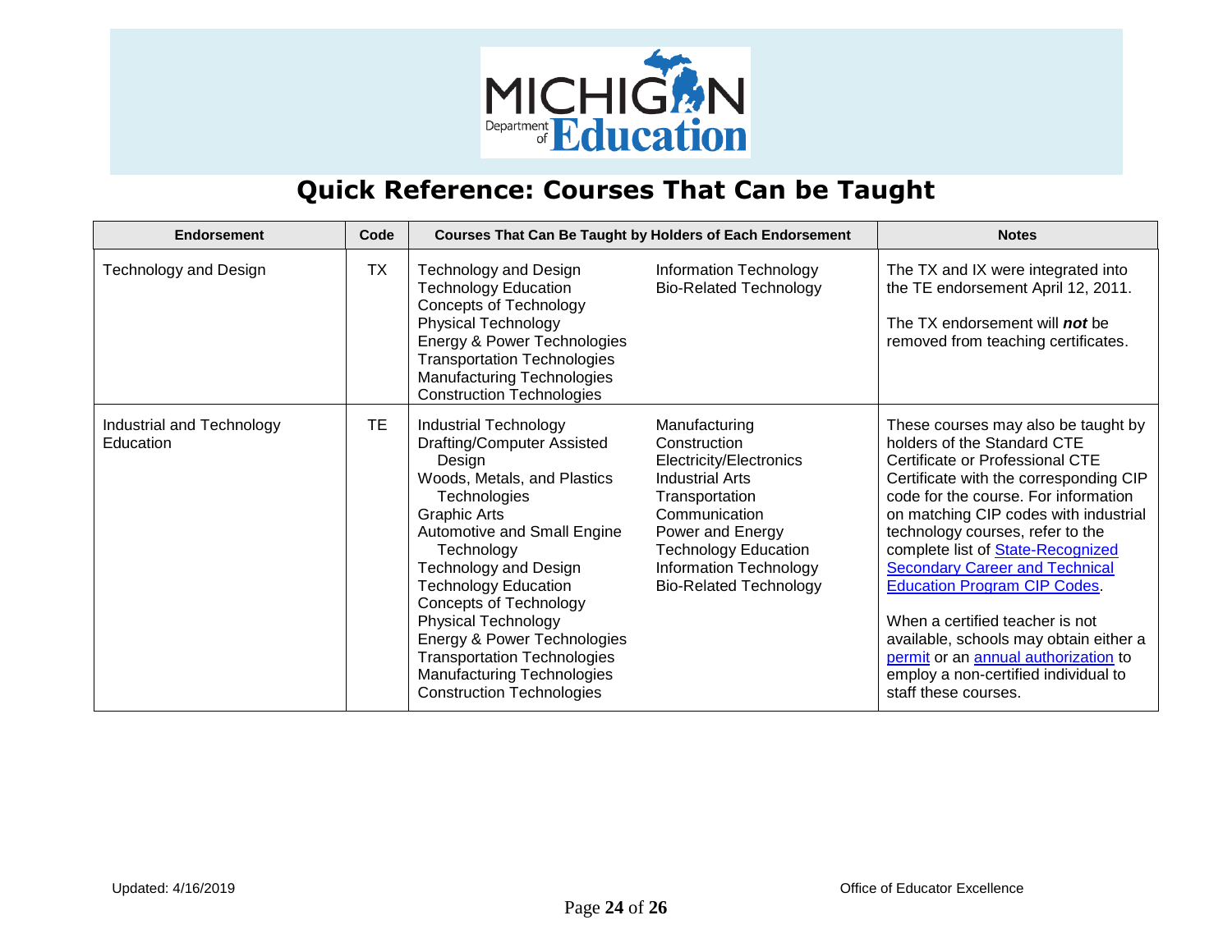# Quick Reference: Courses That Can be Taught

| Endorsement | Code | Courses That Can Be Taught by Holders of Each Endorsement | | Notes |
|---|---|---|---|---|
| Technology and Design | TX | Technology and Design<br>Technology Education<br>Concepts of Technology<br>Physical Technology<br>Energy & Power Technologies<br>Transportation Technologies<br>Manufacturing Technologies<br>Construction Technologies | Information Technology<br>Bio-Related Technology | The TX and IX were integrated into the TE endorsement April 12, 2011.<br><br>The TX endorsement will ***not*** be removed from teaching certificates. |
| Industrial and Technology Education | TE | Industrial Technology<br>Drafting/Computer Assisted Design<br>Woods, Metals, and Plastics Technologies<br>Graphic Arts<br>Automotive and Small Engine Technology<br>Technology and Design<br>Technology Education<br>Concepts of Technology<br>Physical Technology<br>Energy & Power Technologies<br>Transportation Technologies<br>Manufacturing Technologies<br>Construction Technologies | Manufacturing<br>Construction<br>Electricity/Electronics<br>Industrial Arts<br>Transportation<br>Communication<br>Power and Energy<br>Technology Education<br>Information Technology<br>Bio-Related Technology | These courses may also be taught by holders of the Standard CTE Certificate or Professional CTE Certificate with the corresponding CIP code for the course. For information on matching CIP codes with industrial technology courses, refer to the complete list of State-Recognized Secondary Career and Technical Education Program CIP Codes.<br><br>When a certified teacher is not available, schools may obtain either a permit or an annual authorization to employ a non-certified individual to staff these courses. |

Updated: 4/16/2019 Office of Educator Excellence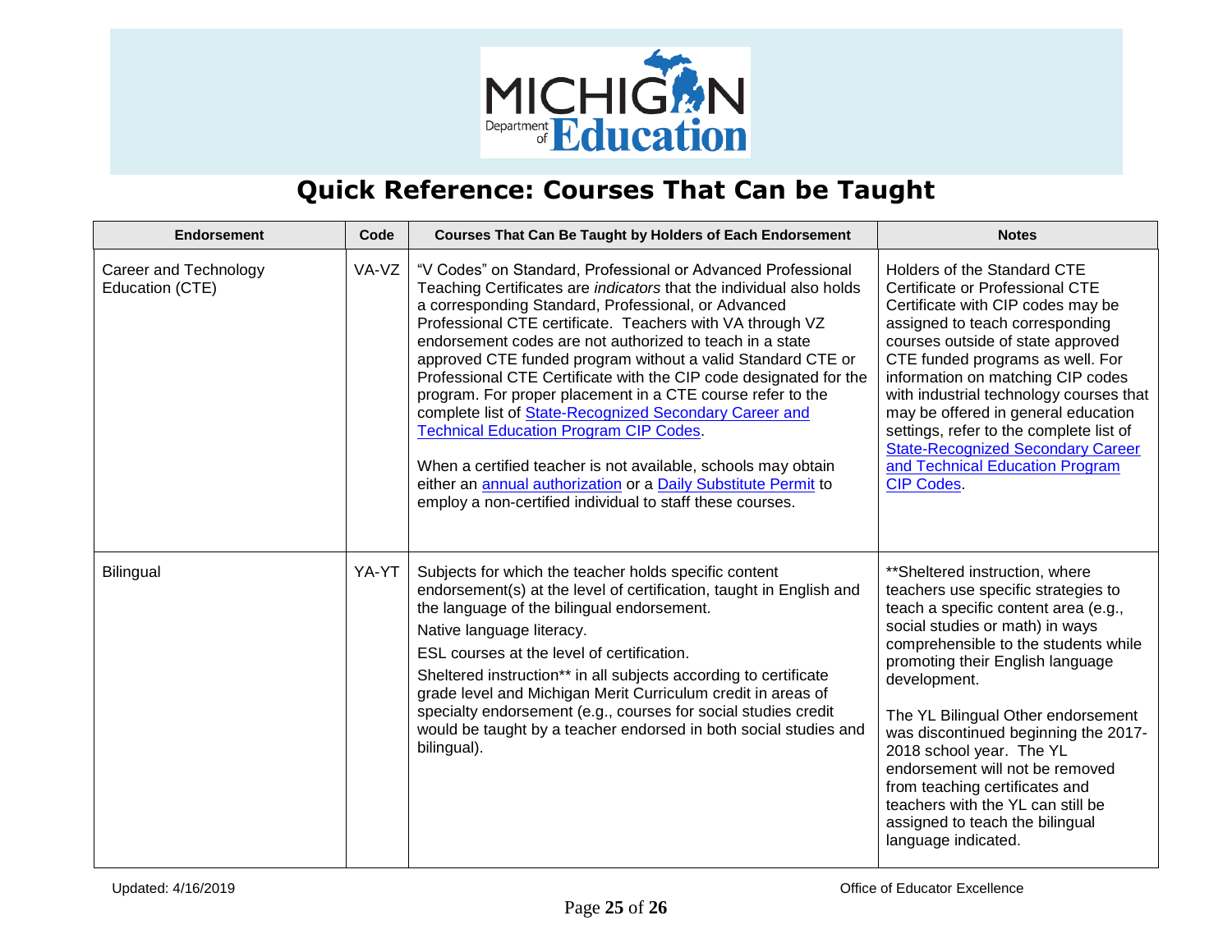# Quick Reference: Courses That Can be Taught

| Endorsement | Code | Courses That Can Be Taught by Holders of Each Endorsement | Notes |
|---|---|---|---|
| Career and Technology Education (CTE) | VA-VZ | "V Codes" on Standard, Professional or Advanced Professional Teaching Certificates are *indicators* that the individual also holds a corresponding Standard, Professional, or Advanced Professional CTE certificate. Teachers with VA through VZ endorsement codes are not authorized to teach in a state approved CTE funded program without a valid Standard CTE or Professional CTE Certificate with the CIP code designated for the program. For proper placement in a CTE course refer to the complete list of State-Recognized Secondary Career and Technical Education Program CIP Codes.<br><br>When a certified teacher is not available, schools may obtain either an annual authorization or a Daily Substitute Permit to employ a non-certified individual to staff these courses. | Holders of the Standard CTE Certificate or Professional CTE Certificate with CIP codes may be assigned to teach corresponding courses outside of state approved CTE funded programs as well. For information on matching CIP codes with industrial technology courses that may be offered in general education settings, refer to the complete list of State-Recognized Secondary Career and Technical Education Program CIP Codes. |
| Bilingual | YA-YT | Subjects for which the teacher holds specific content endorsement(s) at the level of certification, taught in English and the language of the bilingual endorsement.<br>Native language literacy.<br>ESL courses at the level of certification.<br>Sheltered instruction** in all subjects according to certificate grade level and Michigan Merit Curriculum credit in areas of specialty endorsement (e.g., courses for social studies credit would be taught by a teacher endorsed in both social studies and bilingual). | **Sheltered instruction, where teachers use specific strategies to teach a specific content area (e.g., social studies or math) in ways comprehensible to the students while promoting their English language development.<br><br>The YL Bilingual Other endorsement was discontinued beginning the 2017-2018 school year. The YL endorsement will not be removed from teaching certificates and teachers with the YL can still be assigned to teach the bilingual language indicated. |

Updated: 4/16/2019

Office of Educator Excellence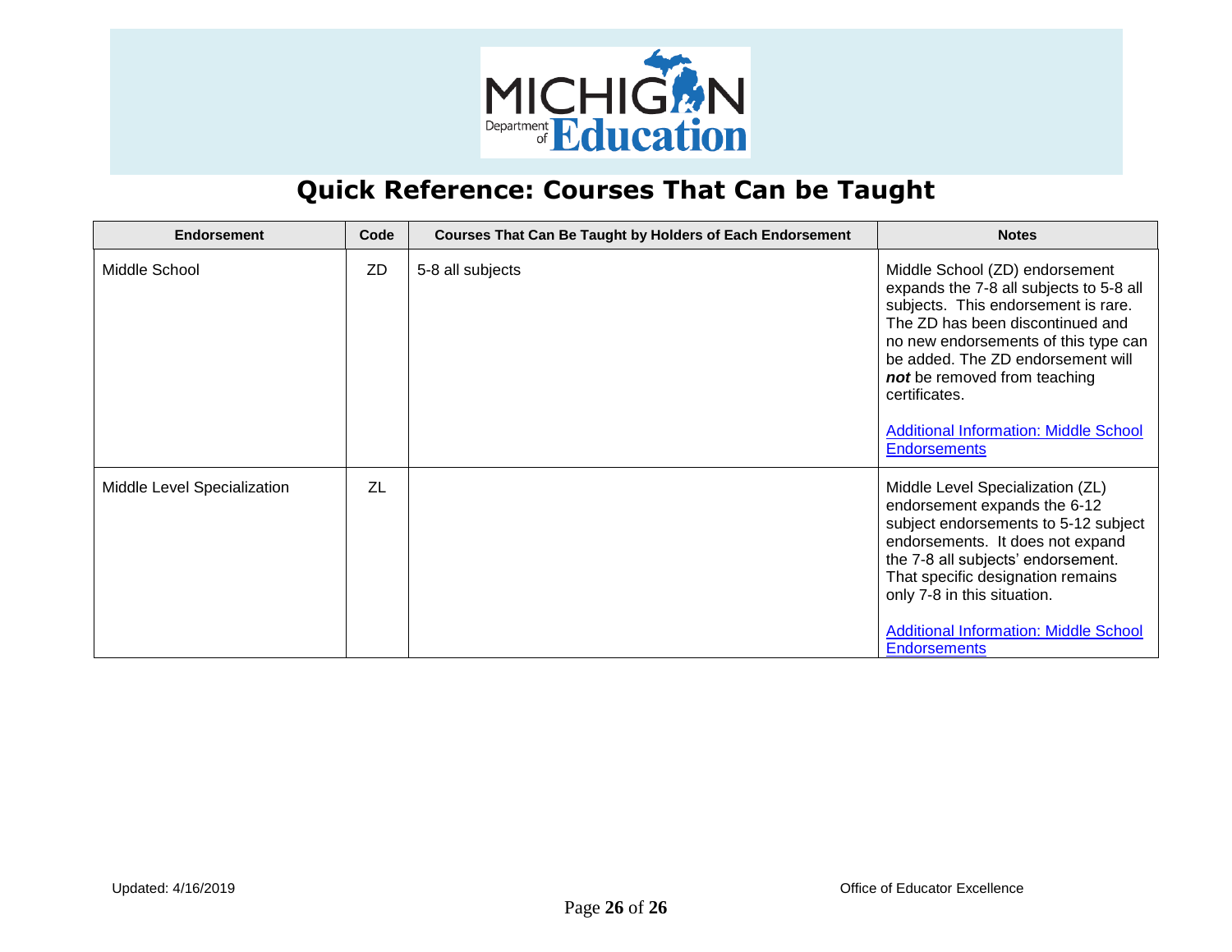# Quick Reference: Courses That Can be Taught

| Endorsement | Code | Courses That Can Be Taught by Holders of Each Endorsement | Notes |
|---|---|---|---|
| Middle School | ZD | 5-8 all subjects | Middle School (ZD) endorsement expands the 7-8 all subjects to 5-8 all subjects. This endorsement is rare. The ZD has been discontinued and no new endorsements of this type can be added. The ZD endorsement will ***not*** be removed from teaching certificates. Additional Information: Middle School Endorsements |
| Middle Level Specialization | ZL | | Middle Level Specialization (ZL) endorsement expands the 6-12 subject endorsements to 5-12 subject endorsements. It does not expand the 7-8 all subjects' endorsement. That specific designation remains only 7-8 in this situation. Additional Information: Middle School Endorsements |

Updated: 4/16/2019

Office of Educator Excellence